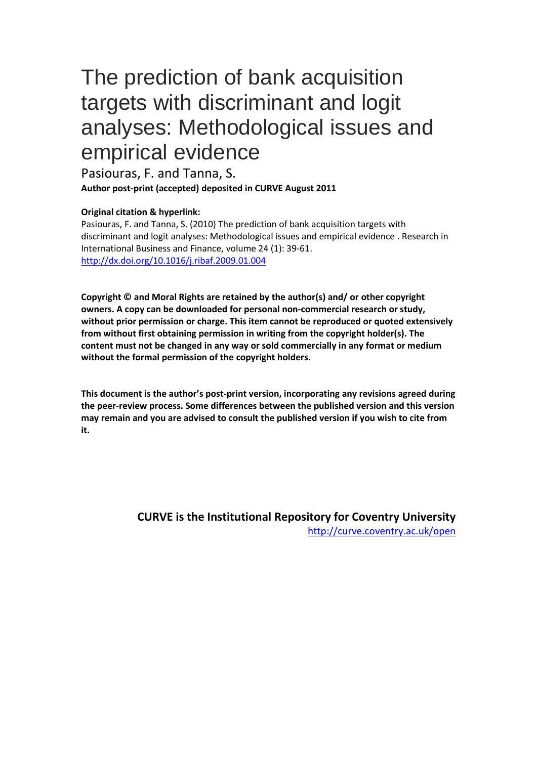# The prediction of bank acquisition targets with discriminant and logit analyses: Methodological issues and empirical evidence

Pasiouras, F. and Tanna, S.

**Author post-print (accepted) deposited in CURVE August 2011**

**Original citation & hyperlink:**

Pasiouras, F. and Tanna, S. (2010) The prediction of bank acquisition targets with discriminant and logit analyses: Methodological issues and empirical evidence . Research in International Business and Finance, volume 24 (1): 39-61.
http://dx.doi.org/10.1016/j.ribaf.2009.01.004

**Copyright © and Moral Rights are retained by the author(s) and/ or other copyright owners. A copy can be downloaded for personal non-commercial research or study, without prior permission or charge. This item cannot be reproduced or quoted extensively from without first obtaining permission in writing from the copyright holder(s). The content must not be changed in any way or sold commercially in any format or medium without the formal permission of the copyright holders.**

**This document is the author's post-print version, incorporating any revisions agreed during the peer-review process. Some differences between the published version and this version may remain and you are advised to consult the published version if you wish to cite from it.**

**CURVE is the Institutional Repository for Coventry University**
http://curve.coventry.ac.uk/open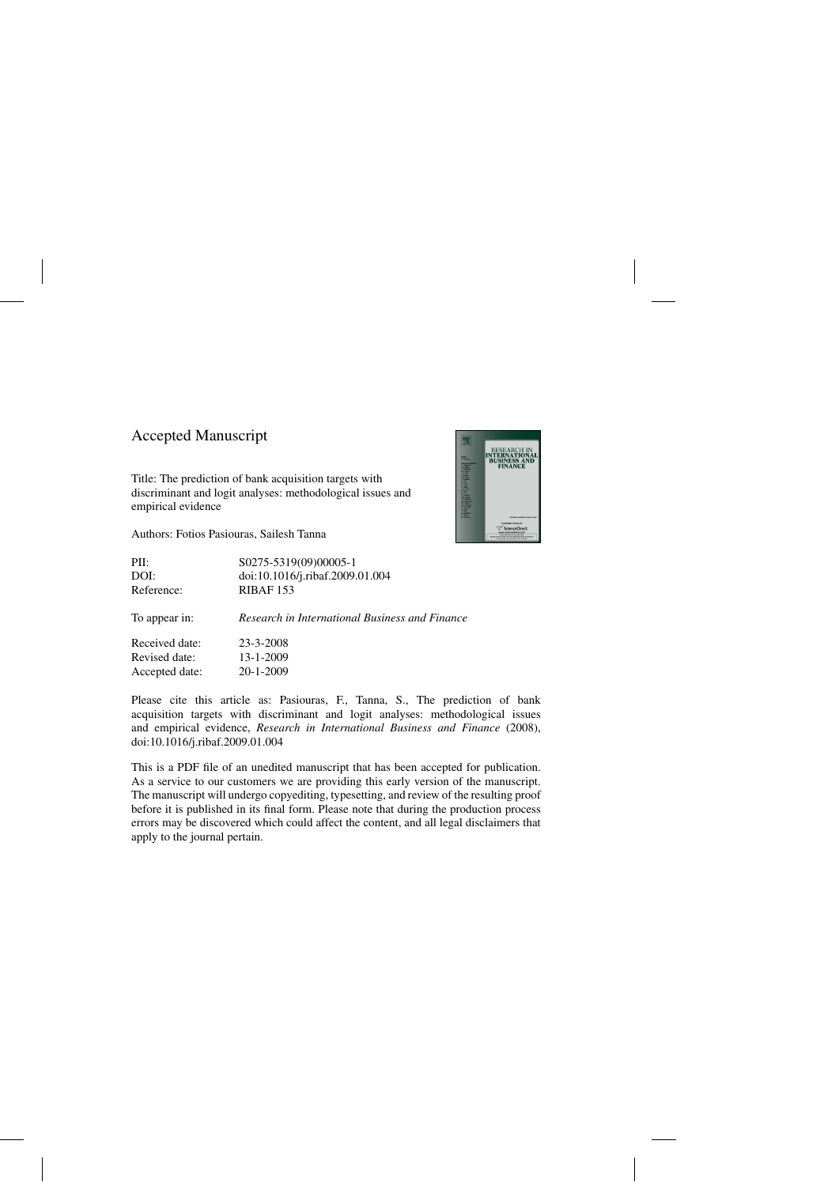Accepted Manuscript

Title: The prediction of bank acquisition targets with discriminant and logit analyses: methodological issues and empirical evidence

Authors: Fotios Pasiouras, Sailesh Tanna

| | |
|---|---|
| PII: | S0275-5319(09)00005-1 |
| DOI: | doi:10.1016/j.ribaf.2009.01.004 |
| Reference: | RIBAF 153 |

To appear in: *Research in International Business and Finance*

| | |
|---|---|
| Received date: | 23-3-2008 |
| Revised date: | 13-1-2009 |
| Accepted date: | 20-1-2009 |

Please cite this article as: Pasiouras, F., Tanna, S., The prediction of bank acquisition targets with discriminant and logit analyses: methodological issues and empirical evidence, *Research in International Business and Finance* (2008), doi:10.1016/j.ribaf.2009.01.004

This is a PDF file of an unedited manuscript that has been accepted for publication. As a service to our customers we are providing this early version of the manuscript. The manuscript will undergo copyediting, typesetting, and review of the resulting proof before it is published in its final form. Please note that during the production process errors may be discovered which could affect the content, and all legal disclaimers that apply to the journal pertain.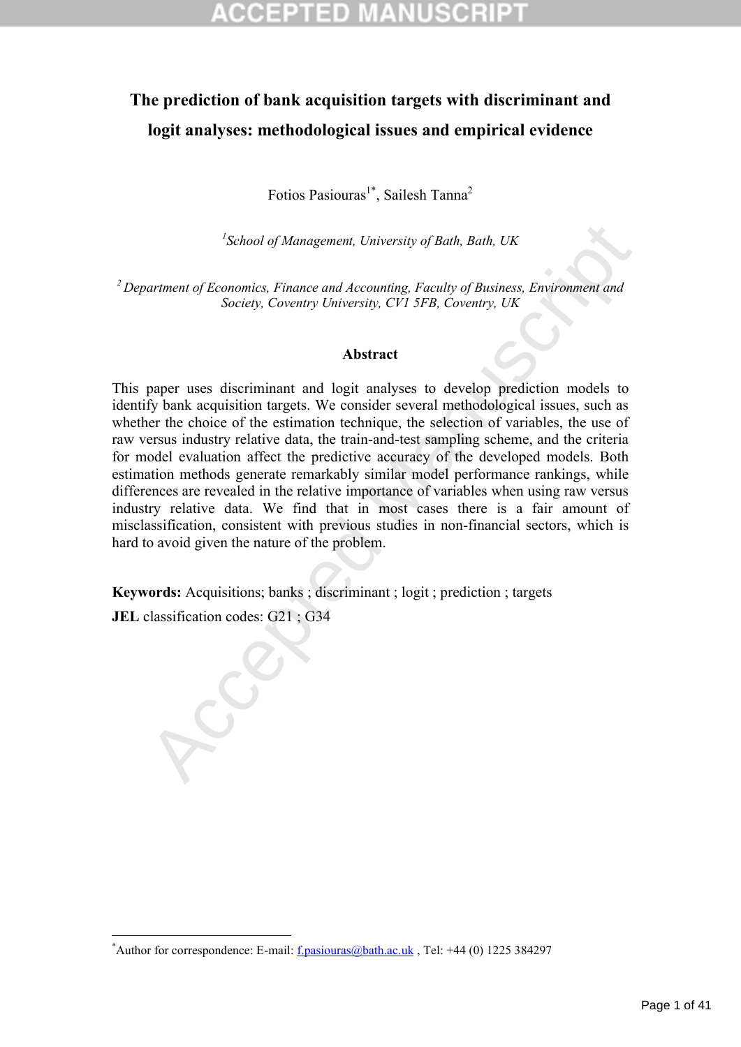# The prediction of bank acquisition targets with discriminant and logit analyses: methodological issues and empirical evidence

Fotios Pasiouras[1*], Sailesh Tanna[2]

[1] *School of Management, University of Bath, Bath, UK*

[2] *Department of Economics, Finance and Accounting, Faculty of Business, Environment and Society, Coventry University, CV1 5FB, Coventry, UK*

## Abstract

This paper uses discriminant and logit analyses to develop prediction models to identify bank acquisition targets. We consider several methodological issues, such as whether the choice of the estimation technique, the selection of variables, the use of raw versus industry relative data, the train-and-test sampling scheme, and the criteria for model evaluation affect the predictive accuracy of the developed models. Both estimation methods generate remarkably similar model performance rankings, while differences are revealed in the relative importance of variables when using raw versus industry relative data. We find that in most cases there is a fair amount of misclassification, consistent with previous studies in non-financial sectors, which is hard to avoid given the nature of the problem.

**Keywords:** Acquisitions; banks ; discriminant ; logit ; prediction ; targets

**JEL** classification codes: G21 ; G34

---

[*] Author for correspondence: E-mail: f.pasiouras@bath.ac.uk , Tel: +44 (0) 1225 384297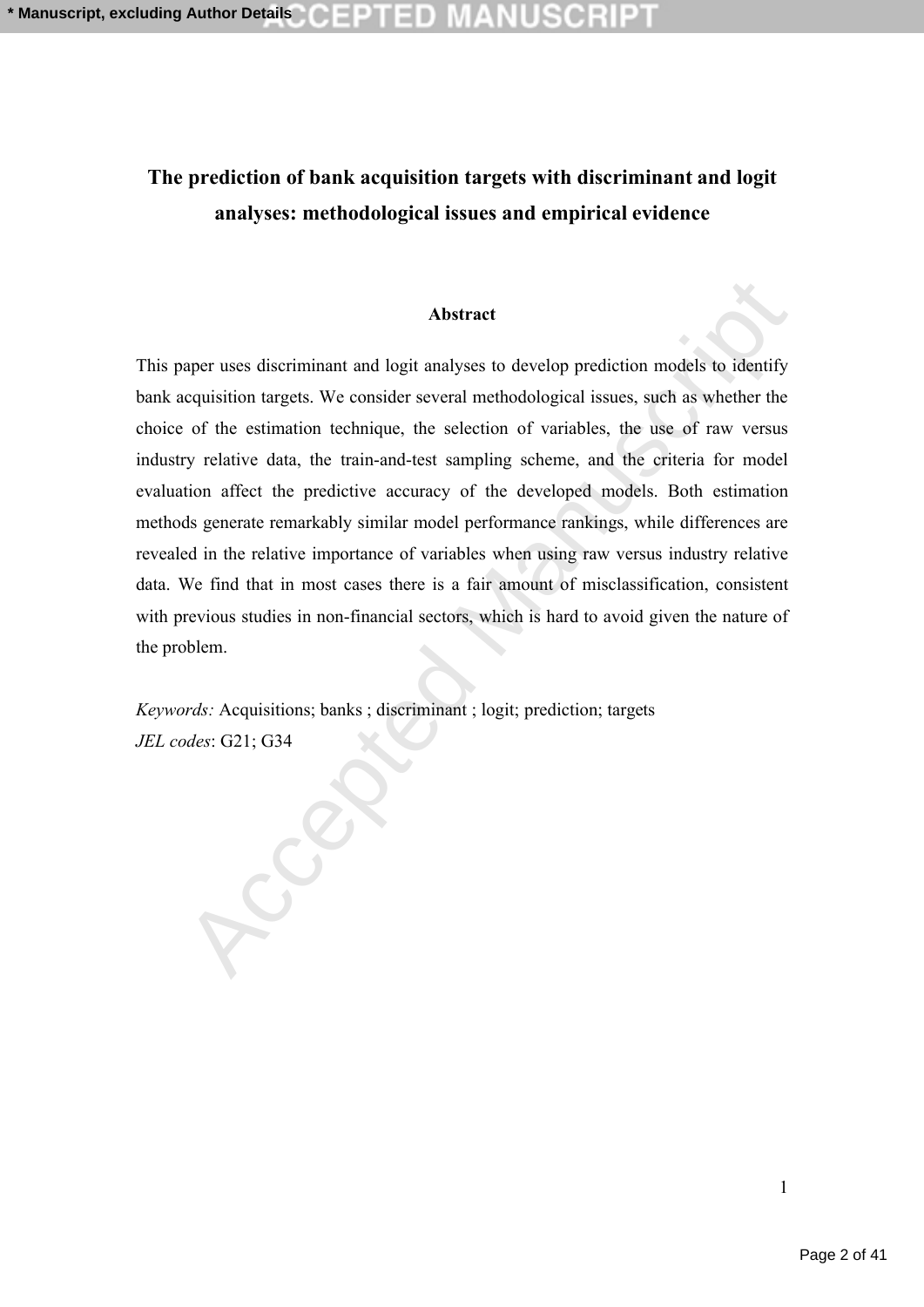# The prediction of bank acquisition targets with discriminant and logit analyses: methodological issues and empirical evidence

## Abstract

This paper uses discriminant and logit analyses to develop prediction models to identify bank acquisition targets. We consider several methodological issues, such as whether the choice of the estimation technique, the selection of variables, the use of raw versus industry relative data, the train-and-test sampling scheme, and the criteria for model evaluation affect the predictive accuracy of the developed models. Both estimation methods generate remarkably similar model performance rankings, while differences are revealed in the relative importance of variables when using raw versus industry relative data. We find that in most cases there is a fair amount of misclassification, consistent with previous studies in non-financial sectors, which is hard to avoid given the nature of the problem.

*Keywords:* Acquisitions; banks ; discriminant ; logit; prediction; targets

*JEL codes*: G21; G34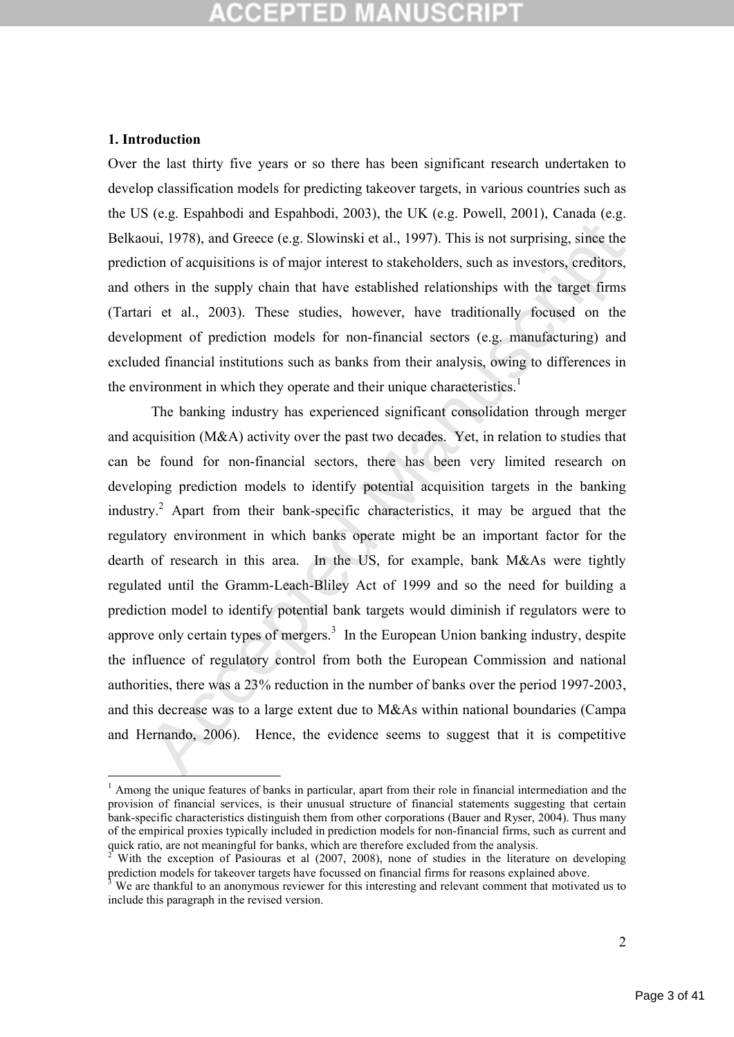## 1. Introduction

Over the last thirty five years or so there has been significant research undertaken to develop classification models for predicting takeover targets, in various countries such as the US (e.g. Espahbodi and Espahbodi, 2003), the UK (e.g. Powell, 2001), Canada (e.g. Belkaoui, 1978), and Greece (e.g. Slowinski et al., 1997). This is not surprising, since the prediction of acquisitions is of major interest to stakeholders, such as investors, creditors, and others in the supply chain that have established relationships with the target firms (Tartari et al., 2003). These studies, however, have traditionally focused on the development of prediction models for non-financial sectors (e.g. manufacturing) and excluded financial institutions such as banks from their analysis, owing to differences in the environment in which they operate and their unique characteristics.[1]

The banking industry has experienced significant consolidation through merger and acquisition (M&A) activity over the past two decades. Yet, in relation to studies that can be found for non-financial sectors, there has been very limited research on developing prediction models to identify potential acquisition targets in the banking industry.[2] Apart from their bank-specific characteristics, it may be argued that the regulatory environment in which banks operate might be an important factor for the dearth of research in this area. In the US, for example, bank M&As were tightly regulated until the Gramm-Leach-Bliley Act of 1999 and so the need for building a prediction model to identify potential bank targets would diminish if regulators were to approve only certain types of mergers.[3] In the European Union banking industry, despite the influence of regulatory control from both the European Commission and national authorities, there was a 23% reduction in the number of banks over the period 1997-2003, and this decrease was to a large extent due to M&As within national boundaries (Campa and Hernando, 2006). Hence, the evidence seems to suggest that it is competitive

---

[1] Among the unique features of banks in particular, apart from their role in financial intermediation and the provision of financial services, is their unusual structure of financial statements suggesting that certain bank-specific characteristics distinguish them from other corporations (Bauer and Ryser, 2004). Thus many of the empirical proxies typically included in prediction models for non-financial firms, such as current and quick ratio, are not meaningful for banks, which are therefore excluded from the analysis.

[2] With the exception of Pasiouras et al (2007, 2008), none of studies in the literature on developing prediction models for takeover targets have focussed on financial firms for reasons explained above.

[3] We are thankful to an anonymous reviewer for this interesting and relevant comment that motivated us to include this paragraph in the revised version.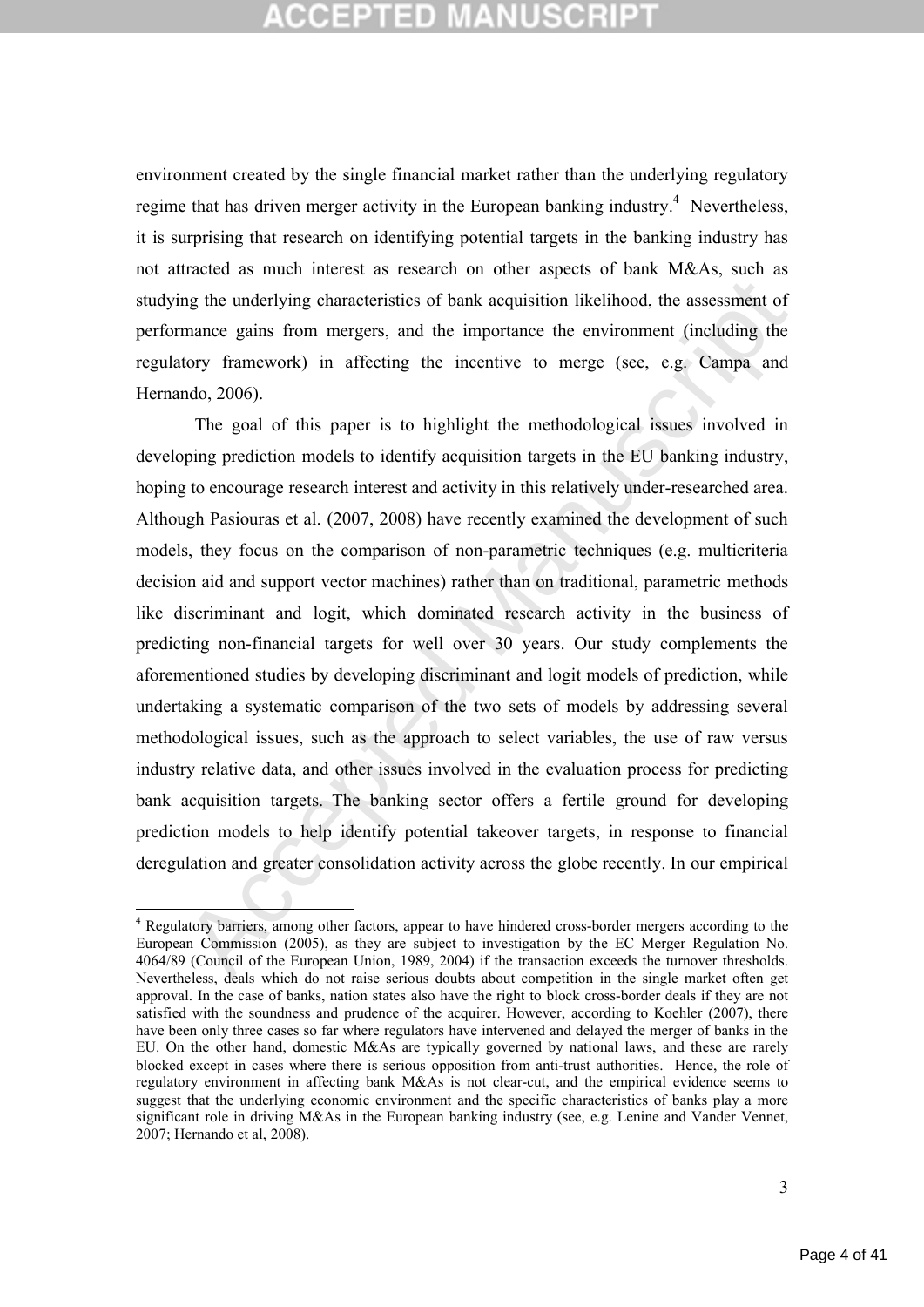environment created by the single financial market rather than the underlying regulatory regime that has driven merger activity in the European banking industry.[4] Nevertheless, it is surprising that research on identifying potential targets in the banking industry has not attracted as much interest as research on other aspects of bank M&As, such as studying the underlying characteristics of bank acquisition likelihood, the assessment of performance gains from mergers, and the importance the environment (including the regulatory framework) in affecting the incentive to merge (see, e.g. Campa and Hernando, 2006).

The goal of this paper is to highlight the methodological issues involved in developing prediction models to identify acquisition targets in the EU banking industry, hoping to encourage research interest and activity in this relatively under-researched area. Although Pasiouras et al. (2007, 2008) have recently examined the development of such models, they focus on the comparison of non-parametric techniques (e.g. multicriteria decision aid and support vector machines) rather than on traditional, parametric methods like discriminant and logit, which dominated research activity in the business of predicting non-financial targets for well over 30 years. Our study complements the aforementioned studies by developing discriminant and logit models of prediction, while undertaking a systematic comparison of the two sets of models by addressing several methodological issues, such as the approach to select variables, the use of raw versus industry relative data, and other issues involved in the evaluation process for predicting bank acquisition targets. The banking sector offers a fertile ground for developing prediction models to help identify potential takeover targets, in response to financial deregulation and greater consolidation activity across the globe recently. In our empirical

---

[4] Regulatory barriers, among other factors, appear to have hindered cross-border mergers according to the European Commission (2005), as they are subject to investigation by the EC Merger Regulation No. 4064/89 (Council of the European Union, 1989, 2004) if the transaction exceeds the turnover thresholds. Nevertheless, deals which do not raise serious doubts about competition in the single market often get approval. In the case of banks, nation states also have the right to block cross-border deals if they are not satisfied with the soundness and prudence of the acquirer. However, according to Koehler (2007), there have been only three cases so far where regulators have intervened and delayed the merger of banks in the EU. On the other hand, domestic M&As are typically governed by national laws, and these are rarely blocked except in cases where there is serious opposition from anti-trust authorities. Hence, the role of regulatory environment in affecting bank M&As is not clear-cut, and the empirical evidence seems to suggest that the underlying economic environment and the specific characteristics of banks play a more significant role in driving M&As in the European banking industry (see, e.g. Lenine and Vander Vennet, 2007; Hernando et al, 2008).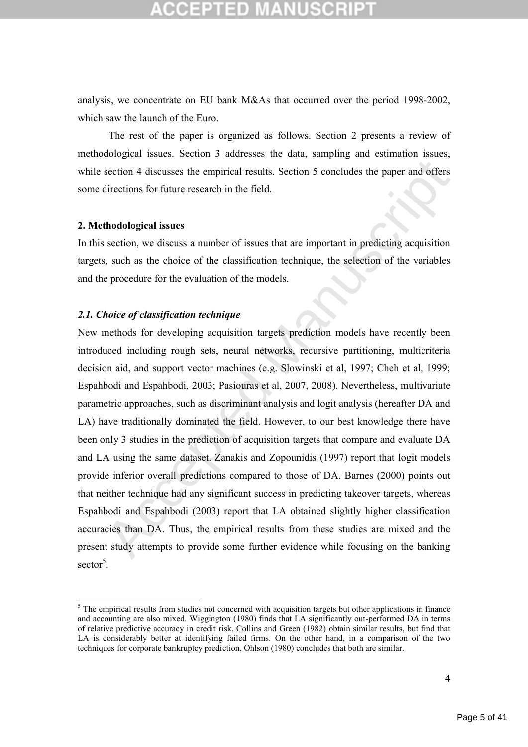analysis, we concentrate on EU bank M&As that occurred over the period 1998-2002, which saw the launch of the Euro.

The rest of the paper is organized as follows. Section 2 presents a review of methodological issues. Section 3 addresses the data, sampling and estimation issues, while section 4 discusses the empirical results. Section 5 concludes the paper and offers some directions for future research in the field.

## 2. Methodological issues

In this section, we discuss a number of issues that are important in predicting acquisition targets, such as the choice of the classification technique, the selection of the variables and the procedure for the evaluation of the models.

### *2.1. Choice of classification technique*

New methods for developing acquisition targets prediction models have recently been introduced including rough sets, neural networks, recursive partitioning, multicriteria decision aid, and support vector machines (e.g. Slowinski et al, 1997; Cheh et al, 1999; Espahbodi and Espahbodi, 2003; Pasiouras et al, 2007, 2008). Nevertheless, multivariate parametric approaches, such as discriminant analysis and logit analysis (hereafter DA and LA) have traditionally dominated the field. However, to our best knowledge there have been only 3 studies in the prediction of acquisition targets that compare and evaluate DA and LA using the same dataset. Zanakis and Zopounidis (1997) report that logit models provide inferior overall predictions compared to those of DA. Barnes (2000) points out that neither technique had any significant success in predicting takeover targets, whereas Espahbodi and Espahbodi (2003) report that LA obtained slightly higher classification accuracies than DA. Thus, the empirical results from these studies are mixed and the present study attempts to provide some further evidence while focusing on the banking sector[5].

---

[5] The empirical results from studies not concerned with acquisition targets but other applications in finance and accounting are also mixed. Wiggington (1980) finds that LA significantly out-performed DA in terms of relative predictive accuracy in credit risk. Collins and Green (1982) obtain similar results, but find that LA is considerably better at identifying failed firms. On the other hand, in a comparison of the two techniques for corporate bankruptcy prediction, Ohlson (1980) concludes that both are similar.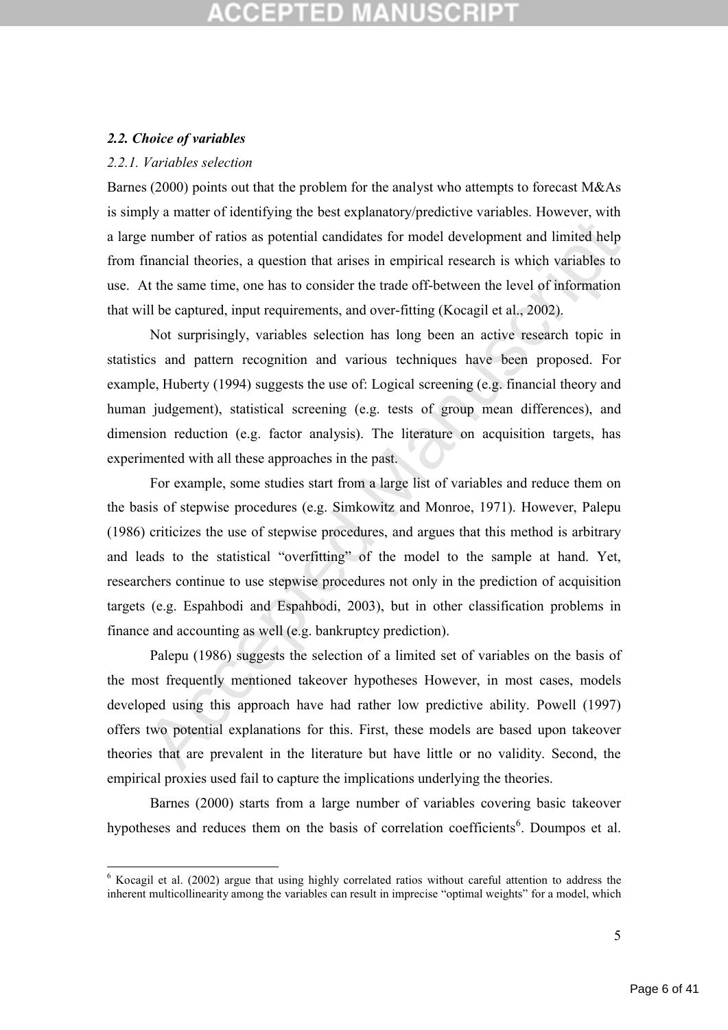### *2.2. Choice of variables*

*2.2.1. Variables selection*

Barnes (2000) points out that the problem for the analyst who attempts to forecast M&As is simply a matter of identifying the best explanatory/predictive variables. However, with a large number of ratios as potential candidates for model development and limited help from financial theories, a question that arises in empirical research is which variables to use. At the same time, one has to consider the trade off-between the level of information that will be captured, input requirements, and over-fitting (Kocagil et al., 2002).

Not surprisingly, variables selection has long been an active research topic in statistics and pattern recognition and various techniques have been proposed. For example, Huberty (1994) suggests the use of: Logical screening (e.g. financial theory and human judgement), statistical screening (e.g. tests of group mean differences), and dimension reduction (e.g. factor analysis). The literature on acquisition targets, has experimented with all these approaches in the past.

For example, some studies start from a large list of variables and reduce them on the basis of stepwise procedures (e.g. Simkowitz and Monroe, 1971). However, Palepu (1986) criticizes the use of stepwise procedures, and argues that this method is arbitrary and leads to the statistical "overfitting" of the model to the sample at hand. Yet, researchers continue to use stepwise procedures not only in the prediction of acquisition targets (e.g. Espahbodi and Espahbodi, 2003), but in other classification problems in finance and accounting as well (e.g. bankruptcy prediction).

Palepu (1986) suggests the selection of a limited set of variables on the basis of the most frequently mentioned takeover hypotheses However, in most cases, models developed using this approach have had rather low predictive ability. Powell (1997) offers two potential explanations for this. First, these models are based upon takeover theories that are prevalent in the literature but have little or no validity. Second, the empirical proxies used fail to capture the implications underlying the theories.

Barnes (2000) starts from a large number of variables covering basic takeover hypotheses and reduces them on the basis of correlation coefficients[6]. Doumpos et al.

[6] Kocagil et al. (2002) argue that using highly correlated ratios without careful attention to address the inherent multicollinearity among the variables can result in imprecise "optimal weights" for a model, which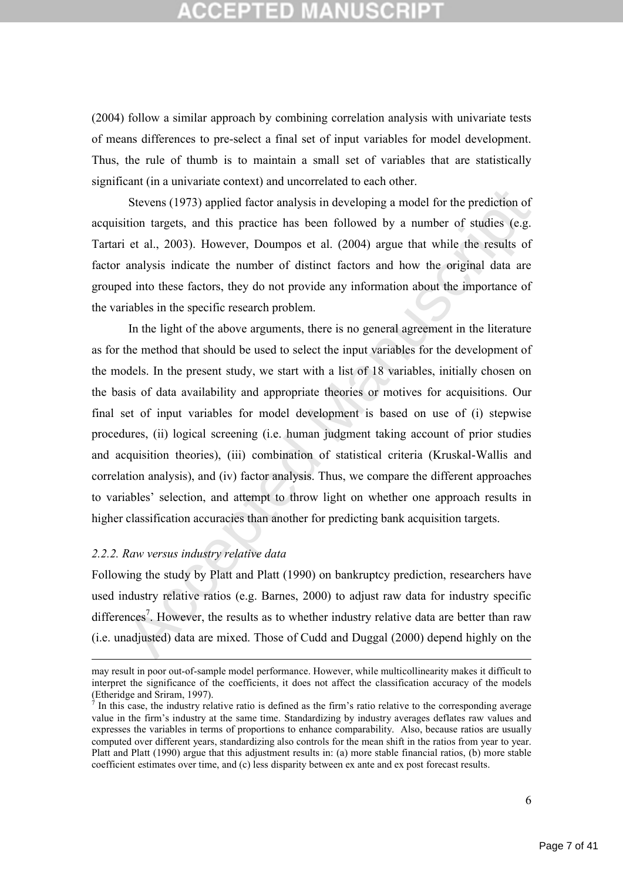(2004) follow a similar approach by combining correlation analysis with univariate tests of means differences to pre-select a final set of input variables for model development. Thus, the rule of thumb is to maintain a small set of variables that are statistically significant (in a univariate context) and uncorrelated to each other.

Stevens (1973) applied factor analysis in developing a model for the prediction of acquisition targets, and this practice has been followed by a number of studies (e.g. Tartari et al., 2003). However, Doumpos et al. (2004) argue that while the results of factor analysis indicate the number of distinct factors and how the original data are grouped into these factors, they do not provide any information about the importance of the variables in the specific research problem.

In the light of the above arguments, there is no general agreement in the literature as for the method that should be used to select the input variables for the development of the models. In the present study, we start with a list of 18 variables, initially chosen on the basis of data availability and appropriate theories or motives for acquisitions. Our final set of input variables for model development is based on use of (i) stepwise procedures, (ii) logical screening (i.e. human judgment taking account of prior studies and acquisition theories), (iii) combination of statistical criteria (Kruskal-Wallis and correlation analysis), and (iv) factor analysis. Thus, we compare the different approaches to variables' selection, and attempt to throw light on whether one approach results in higher classification accuracies than another for predicting bank acquisition targets.

### *2.2.2. Raw versus industry relative data*

Following the study by Platt and Platt (1990) on bankruptcy prediction, researchers have used industry relative ratios (e.g. Barnes, 2000) to adjust raw data for industry specific differences[7]. However, the results as to whether industry relative data are better than raw (i.e. unadjusted) data are mixed. Those of Cudd and Duggal (2000) depend highly on the

---

may result in poor out-of-sample model performance. However, while multicollinearity makes it difficult to interpret the significance of the coefficients, it does not affect the classification accuracy of the models (Etheridge and Sriram, 1997).

[7] In this case, the industry relative ratio is defined as the firm's ratio relative to the corresponding average value in the firm's industry at the same time. Standardizing by industry averages deflates raw values and expresses the variables in terms of proportions to enhance comparability. Also, because ratios are usually computed over different years, standardizing also controls for the mean shift in the ratios from year to year. Platt and Platt (1990) argue that this adjustment results in: (a) more stable financial ratios, (b) more stable coefficient estimates over time, and (c) less disparity between ex ante and ex post forecast results.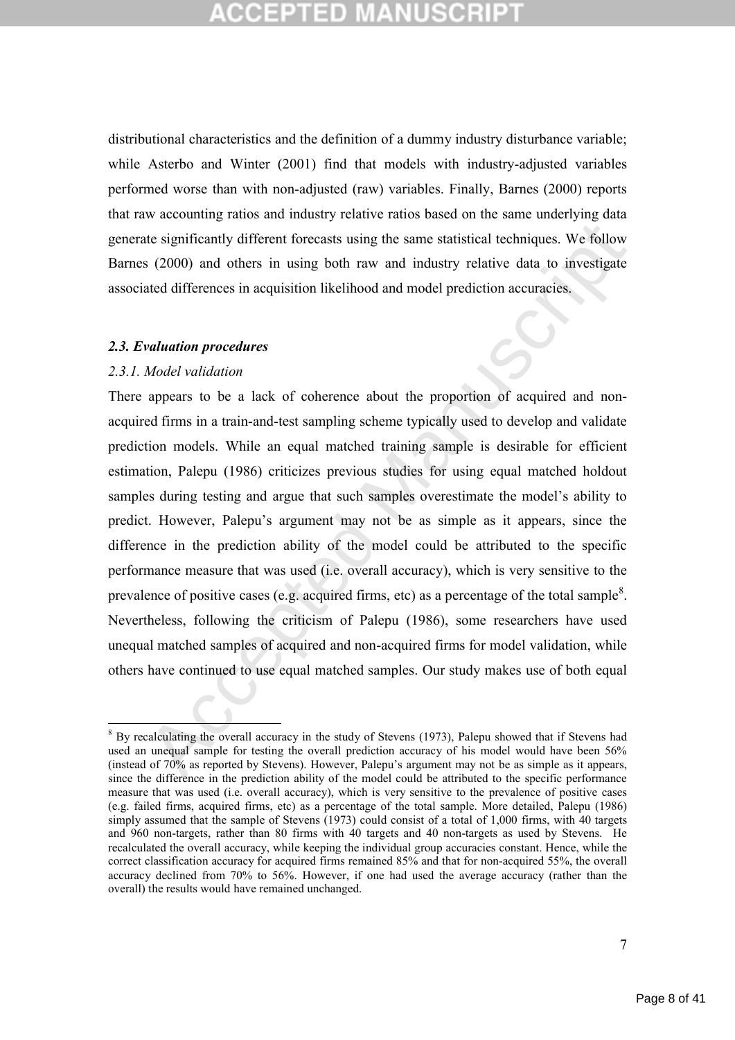distributional characteristics and the definition of a dummy industry disturbance variable; while Asterbo and Winter (2001) find that models with industry-adjusted variables performed worse than with non-adjusted (raw) variables. Finally, Barnes (2000) reports that raw accounting ratios and industry relative ratios based on the same underlying data generate significantly different forecasts using the same statistical techniques. We follow Barnes (2000) and others in using both raw and industry relative data to investigate associated differences in acquisition likelihood and model prediction accuracies.

### *2.3. Evaluation procedures*

#### *2.3.1. Model validation*

There appears to be a lack of coherence about the proportion of acquired and non-acquired firms in a train-and-test sampling scheme typically used to develop and validate prediction models. While an equal matched training sample is desirable for efficient estimation, Palepu (1986) criticizes previous studies for using equal matched holdout samples during testing and argue that such samples overestimate the model's ability to predict. However, Palepu's argument may not be as simple as it appears, since the difference in the prediction ability of the model could be attributed to the specific performance measure that was used (i.e. overall accuracy), which is very sensitive to the prevalence of positive cases (e.g. acquired firms, etc) as a percentage of the total sample[8]. Nevertheless, following the criticism of Palepu (1986), some researchers have used unequal matched samples of acquired and non-acquired firms for model validation, while others have continued to use equal matched samples. Our study makes use of both equal

---

[8] By recalculating the overall accuracy in the study of Stevens (1973), Palepu showed that if Stevens had used an unequal sample for testing the overall prediction accuracy of his model would have been 56% (instead of 70% as reported by Stevens). However, Palepu's argument may not be as simple as it appears, since the difference in the prediction ability of the model could be attributed to the specific performance measure that was used (i.e. overall accuracy), which is very sensitive to the prevalence of positive cases (e.g. failed firms, acquired firms, etc) as a percentage of the total sample. More detailed, Palepu (1986) simply assumed that the sample of Stevens (1973) could consist of a total of 1,000 firms, with 40 targets and 960 non-targets, rather than 80 firms with 40 targets and 40 non-targets as used by Stevens. He recalculated the overall accuracy, while keeping the individual group accuracies constant. Hence, while the correct classification accuracy for acquired firms remained 85% and that for non-acquired 55%, the overall accuracy declined from 70% to 56%. However, if one had used the average accuracy (rather than the overall) the results would have remained unchanged.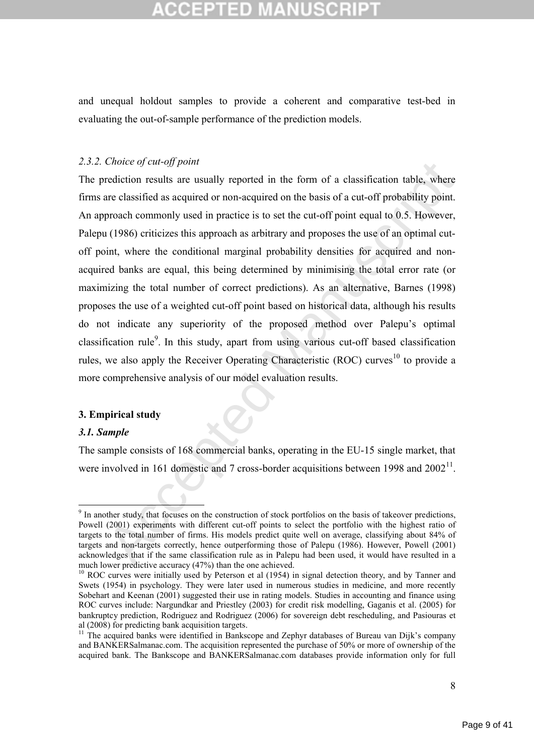and unequal holdout samples to provide a coherent and comparative test-bed in evaluating the out-of-sample performance of the prediction models.

### *2.3.2. Choice of cut-off point*

The prediction results are usually reported in the form of a classification table, where firms are classified as acquired or non-acquired on the basis of a cut-off probability point. An approach commonly used in practice is to set the cut-off point equal to 0.5. However, Palepu (1986) criticizes this approach as arbitrary and proposes the use of an optimal cut-off point, where the conditional marginal probability densities for acquired and non-acquired banks are equal, this being determined by minimising the total error rate (or maximizing the total number of correct predictions). As an alternative, Barnes (1998) proposes the use of a weighted cut-off point based on historical data, although his results do not indicate any superiority of the proposed method over Palepu's optimal classification rule[9]. In this study, apart from using various cut-off based classification rules, we also apply the Receiver Operating Characteristic (ROC) curves[10] to provide a more comprehensive analysis of our model evaluation results.

## 3. Empirical study

### *3.1. Sample*

The sample consists of 168 commercial banks, operating in the EU-15 single market, that were involved in 161 domestic and 7 cross-border acquisitions between 1998 and 2002[11].

---

[9] In another study, that focuses on the construction of stock portfolios on the basis of takeover predictions, Powell (2001) experiments with different cut-off points to select the portfolio with the highest ratio of targets to the total number of firms. His models predict quite well on average, classifying about 84% of targets and non-targets correctly, hence outperforming those of Palepu (1986). However, Powell (2001) acknowledges that if the same classification rule as in Palepu had been used, it would have resulted in a much lower predictive accuracy (47%) than the one achieved.

[10] ROC curves were initially used by Peterson et al (1954) in signal detection theory, and by Tanner and Swets (1954) in psychology. They were later used in numerous studies in medicine, and more recently Sobehart and Keenan (2001) suggested their use in rating models. Studies in accounting and finance using ROC curves include: Nargundkar and Priestley (2003) for credit risk modelling, Gaganis et al. (2005) for bankruptcy prediction, Rodriguez and Rodriguez (2006) for sovereign debt rescheduling, and Pasiouras et al (2008) for predicting bank acquisition targets.

[11] The acquired banks were identified in Bankscope and Zephyr databases of Bureau van Dijk's company and BANKERSalmanac.com. The acquisition represented the purchase of 50% or more of ownership of the acquired bank. The Bankscope and BANKERSalmanac.com databases provide information only for full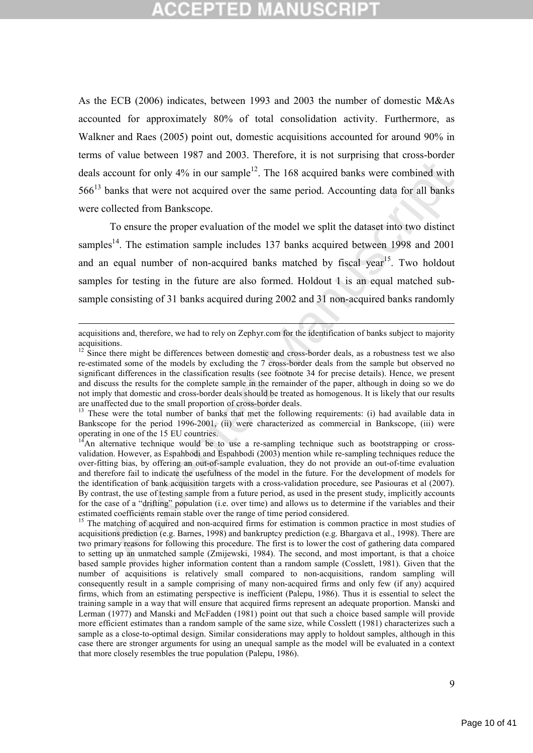As the ECB (2006) indicates, between 1993 and 2003 the number of domestic M&As accounted for approximately 80% of total consolidation activity. Furthermore, as Walkner and Raes (2005) point out, domestic acquisitions accounted for around 90% in terms of value between 1987 and 2003. Therefore, it is not surprising that cross-border deals account for only 4% in our sample[12]. The 168 acquired banks were combined with 566[13] banks that were not acquired over the same period. Accounting data for all banks were collected from Bankscope.

To ensure the proper evaluation of the model we split the dataset into two distinct samples[14]. The estimation sample includes 137 banks acquired between 1998 and 2001 and an equal number of non-acquired banks matched by fiscal year[15]. Two holdout samples for testing in the future are also formed. Holdout 1 is an equal matched sub-sample consisting of 31 banks acquired during 2002 and 31 non-acquired banks randomly

---

acquisitions and, therefore, we had to rely on Zephyr.com for the identification of banks subject to majority acquisitions.

[12] Since there might be differences between domestic and cross-border deals, as a robustness test we also re-estimated some of the models by excluding the 7 cross-border deals from the sample but observed no significant differences in the classification results (see footnote 34 for precise details). Hence, we present and discuss the results for the complete sample in the remainder of the paper, although in doing so we do not imply that domestic and cross-border deals should be treated as homogenous. It is likely that our results are unaffected due to the small proportion of cross-border deals.

[13] These were the total number of banks that met the following requirements: (i) had available data in Bankscope for the period 1996-2001, (ii) were characterized as commercial in Bankscope, (iii) were operating in one of the 15 EU countries.

[14] An alternative technique would be to use a re-sampling technique such as bootstrapping or cross-validation. However, as Espahbodi and Espahbodi (2003) mention while re-sampling techniques reduce the over-fitting bias, by offering an out-of-sample evaluation, they do not provide an out-of-time evaluation and therefore fail to indicate the usefulness of the model in the future. For the development of models for the identification of bank acquisition targets with a cross-validation procedure, see Pasiouras et al (2007). By contrast, the use of testing sample from a future period, as used in the present study, implicitly accounts for the case of a "drifting" population (i.e. over time) and allows us to determine if the variables and their estimated coefficients remain stable over the range of time period considered.

[15] The matching of acquired and non-acquired firms for estimation is common practice in most studies of acquisitions prediction (e.g. Barnes, 1998) and bankruptcy prediction (e.g. Bhargava et al., 1998). There are two primary reasons for following this procedure. The first is to lower the cost of gathering data compared to setting up an unmatched sample (Zmijewski, 1984). The second, and most important, is that a choice based sample provides higher information content than a random sample (Cosslett, 1981). Given that the number of acquisitions is relatively small compared to non-acquisitions, random sampling will consequently result in a sample comprising of many non-acquired firms and only few (if any) acquired firms, which from an estimating perspective is inefficient (Palepu, 1986). Thus it is essential to select the training sample in a way that will ensure that acquired firms represent an adequate proportion. Manski and Lerman (1977) and Manski and McFadden (1981) point out that such a choice based sample will provide more efficient estimates than a random sample of the same size, while Cosslett (1981) characterizes such a sample as a close-to-optimal design. Similar considerations may apply to holdout samples, although in this case there are stronger arguments for using an unequal sample as the model will be evaluated in a context that more closely resembles the true population (Palepu, 1986).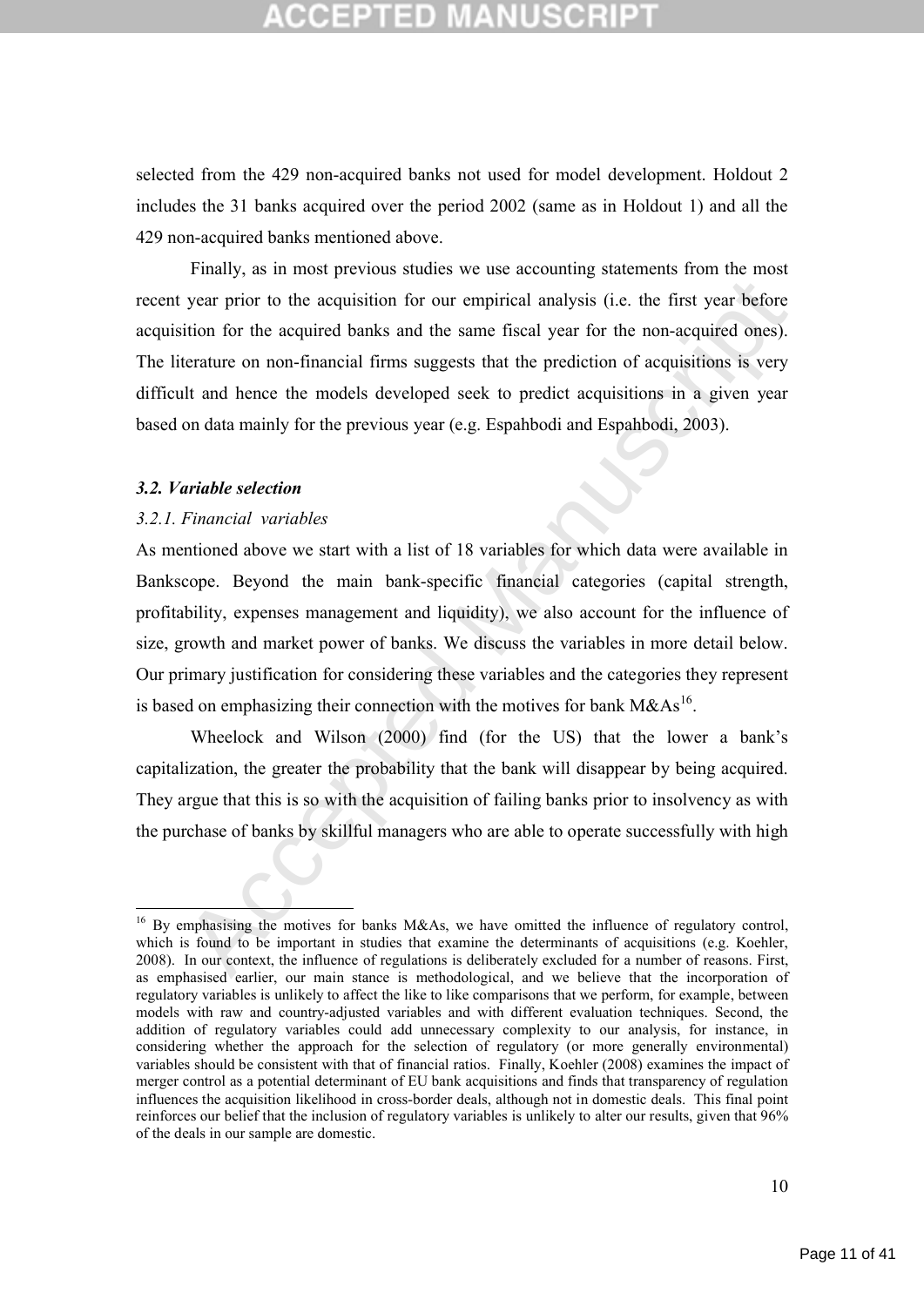selected from the 429 non-acquired banks not used for model development. Holdout 2 includes the 31 banks acquired over the period 2002 (same as in Holdout 1) and all the 429 non-acquired banks mentioned above.

Finally, as in most previous studies we use accounting statements from the most recent year prior to the acquisition for our empirical analysis (i.e. the first year before acquisition for the acquired banks and the same fiscal year for the non-acquired ones). The literature on non-financial firms suggests that the prediction of acquisitions is very difficult and hence the models developed seek to predict acquisitions in a given year based on data mainly for the previous year (e.g. Espahbodi and Espahbodi, 2003).

### *3.2. Variable selection*

#### *3.2.1. Financial variables*

As mentioned above we start with a list of 18 variables for which data were available in Bankscope. Beyond the main bank-specific financial categories (capital strength, profitability, expenses management and liquidity), we also account for the influence of size, growth and market power of banks. We discuss the variables in more detail below. Our primary justification for considering these variables and the categories they represent is based on emphasizing their connection with the motives for bank M&As[16].

Wheelock and Wilson (2000) find (for the US) that the lower a bank's capitalization, the greater the probability that the bank will disappear by being acquired. They argue that this is so with the acquisition of failing banks prior to insolvency as with the purchase of banks by skillful managers who are able to operate successfully with high

---

[16] By emphasising the motives for banks M&As, we have omitted the influence of regulatory control, which is found to be important in studies that examine the determinants of acquisitions (e.g. Koehler, 2008). In our context, the influence of regulations is deliberately excluded for a number of reasons. First, as emphasised earlier, our main stance is methodological, and we believe that the incorporation of regulatory variables is unlikely to affect the like to like comparisons that we perform, for example, between models with raw and country-adjusted variables and with different evaluation techniques. Second, the addition of regulatory variables could add unnecessary complexity to our analysis, for instance, in considering whether the approach for the selection of regulatory (or more generally environmental) variables should be consistent with that of financial ratios. Finally, Koehler (2008) examines the impact of merger control as a potential determinant of EU bank acquisitions and finds that transparency of regulation influences the acquisition likelihood in cross-border deals, although not in domestic deals. This final point reinforces our belief that the inclusion of regulatory variables is unlikely to alter our results, given that 96% of the deals in our sample are domestic.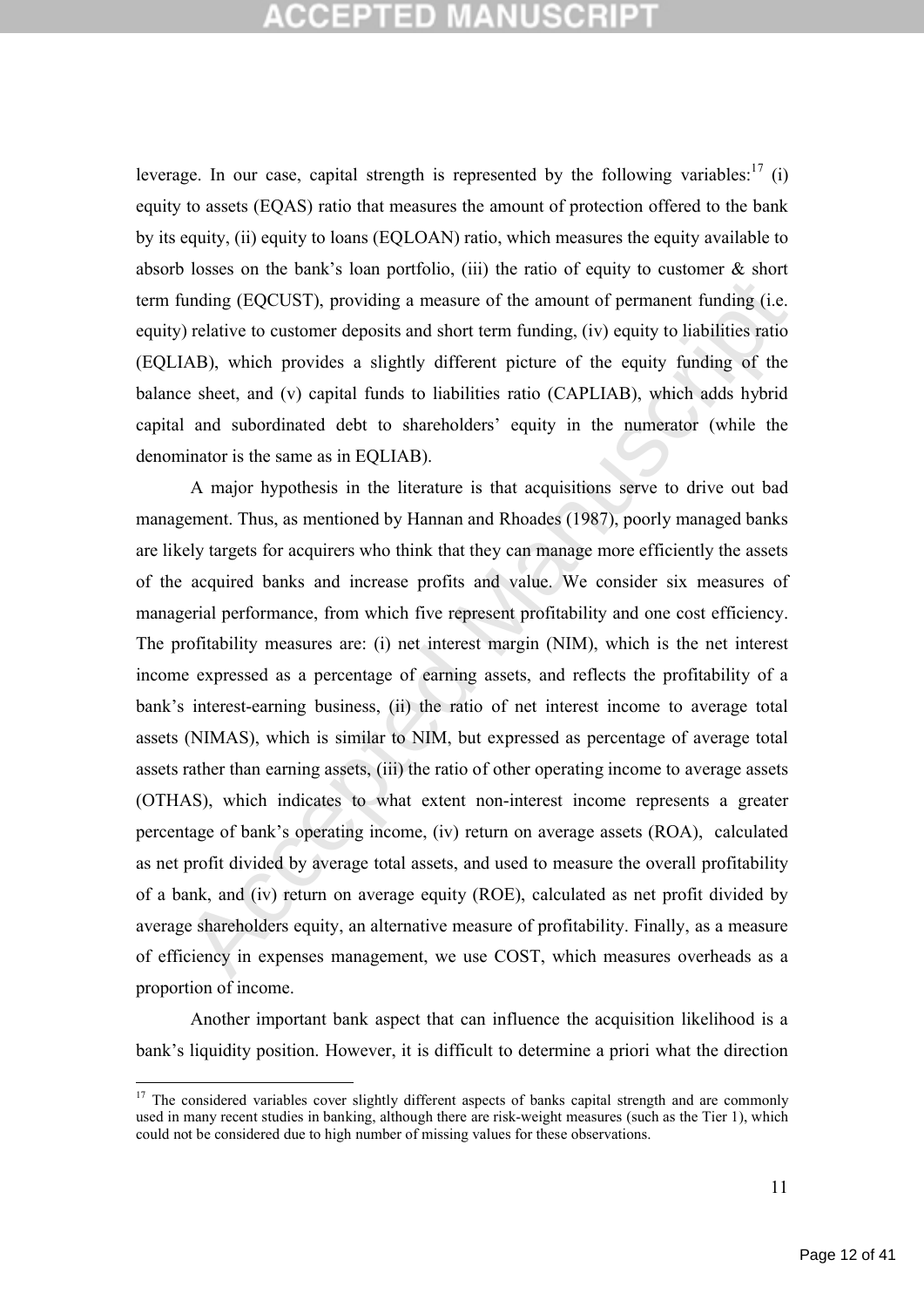leverage. In our case, capital strength is represented by the following variables:[17] (i) equity to assets (EQAS) ratio that measures the amount of protection offered to the bank by its equity, (ii) equity to loans (EQLOAN) ratio, which measures the equity available to absorb losses on the bank's loan portfolio, (iii) the ratio of equity to customer & short term funding (EQCUST), providing a measure of the amount of permanent funding (i.e. equity) relative to customer deposits and short term funding, (iv) equity to liabilities ratio (EQLIAB), which provides a slightly different picture of the equity funding of the balance sheet, and (v) capital funds to liabilities ratio (CAPLIAB), which adds hybrid capital and subordinated debt to shareholders' equity in the numerator (while the denominator is the same as in EQLIAB).

A major hypothesis in the literature is that acquisitions serve to drive out bad management. Thus, as mentioned by Hannan and Rhoades (1987), poorly managed banks are likely targets for acquirers who think that they can manage more efficiently the assets of the acquired banks and increase profits and value. We consider six measures of managerial performance, from which five represent profitability and one cost efficiency. The profitability measures are: (i) net interest margin (NIM), which is the net interest income expressed as a percentage of earning assets, and reflects the profitability of a bank's interest-earning business, (ii) the ratio of net interest income to average total assets (NIMAS), which is similar to NIM, but expressed as percentage of average total assets rather than earning assets, (iii) the ratio of other operating income to average assets (OTHAS), which indicates to what extent non-interest income represents a greater percentage of bank's operating income, (iv) return on average assets (ROA), calculated as net profit divided by average total assets, and used to measure the overall profitability of a bank, and (iv) return on average equity (ROE), calculated as net profit divided by average shareholders equity, an alternative measure of profitability. Finally, as a measure of efficiency in expenses management, we use COST, which measures overheads as a proportion of income.

Another important bank aspect that can influence the acquisition likelihood is a bank's liquidity position. However, it is difficult to determine a priori what the direction

[17] The considered variables cover slightly different aspects of banks capital strength and are commonly used in many recent studies in banking, although there are risk-weight measures (such as the Tier 1), which could not be considered due to high number of missing values for these observations.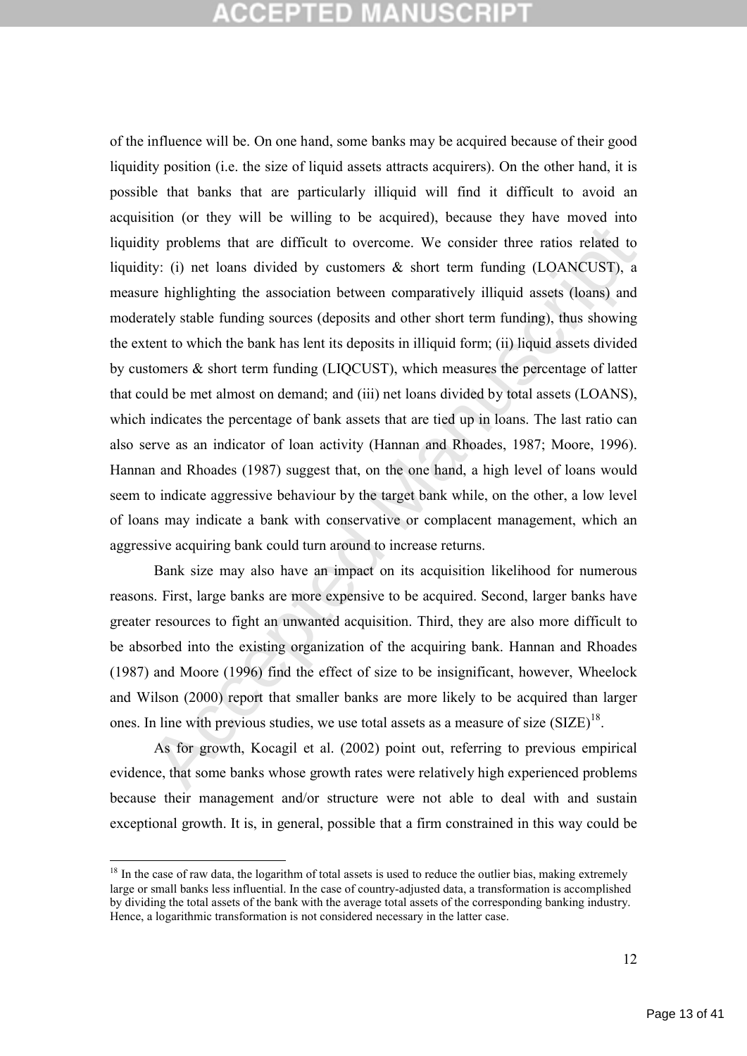of the influence will be. On one hand, some banks may be acquired because of their good liquidity position (i.e. the size of liquid assets attracts acquirers). On the other hand, it is possible that banks that are particularly illiquid will find it difficult to avoid an acquisition (or they will be willing to be acquired), because they have moved into liquidity problems that are difficult to overcome. We consider three ratios related to liquidity: (i) net loans divided by customers & short term funding (LOANCUST), a measure highlighting the association between comparatively illiquid assets (loans) and moderately stable funding sources (deposits and other short term funding), thus showing the extent to which the bank has lent its deposits in illiquid form; (ii) liquid assets divided by customers & short term funding (LIQCUST), which measures the percentage of latter that could be met almost on demand; and (iii) net loans divided by total assets (LOANS), which indicates the percentage of bank assets that are tied up in loans. The last ratio can also serve as an indicator of loan activity (Hannan and Rhoades, 1987; Moore, 1996). Hannan and Rhoades (1987) suggest that, on the one hand, a high level of loans would seem to indicate aggressive behaviour by the target bank while, on the other, a low level of loans may indicate a bank with conservative or complacent management, which an aggressive acquiring bank could turn around to increase returns.

Bank size may also have an impact on its acquisition likelihood for numerous reasons. First, large banks are more expensive to be acquired. Second, larger banks have greater resources to fight an unwanted acquisition. Third, they are also more difficult to be absorbed into the existing organization of the acquiring bank. Hannan and Rhoades (1987) and Moore (1996) find the effect of size to be insignificant, however, Wheelock and Wilson (2000) report that smaller banks are more likely to be acquired than larger ones. In line with previous studies, we use total assets as a measure of size (SIZE)[18].

As for growth, Kocagil et al. (2002) point out, referring to previous empirical evidence, that some banks whose growth rates were relatively high experienced problems because their management and/or structure were not able to deal with and sustain exceptional growth. It is, in general, possible that a firm constrained in this way could be

[18] In the case of raw data, the logarithm of total assets is used to reduce the outlier bias, making extremely large or small banks less influential. In the case of country-adjusted data, a transformation is accomplished by dividing the total assets of the bank with the average total assets of the corresponding banking industry. Hence, a logarithmic transformation is not considered necessary in the latter case.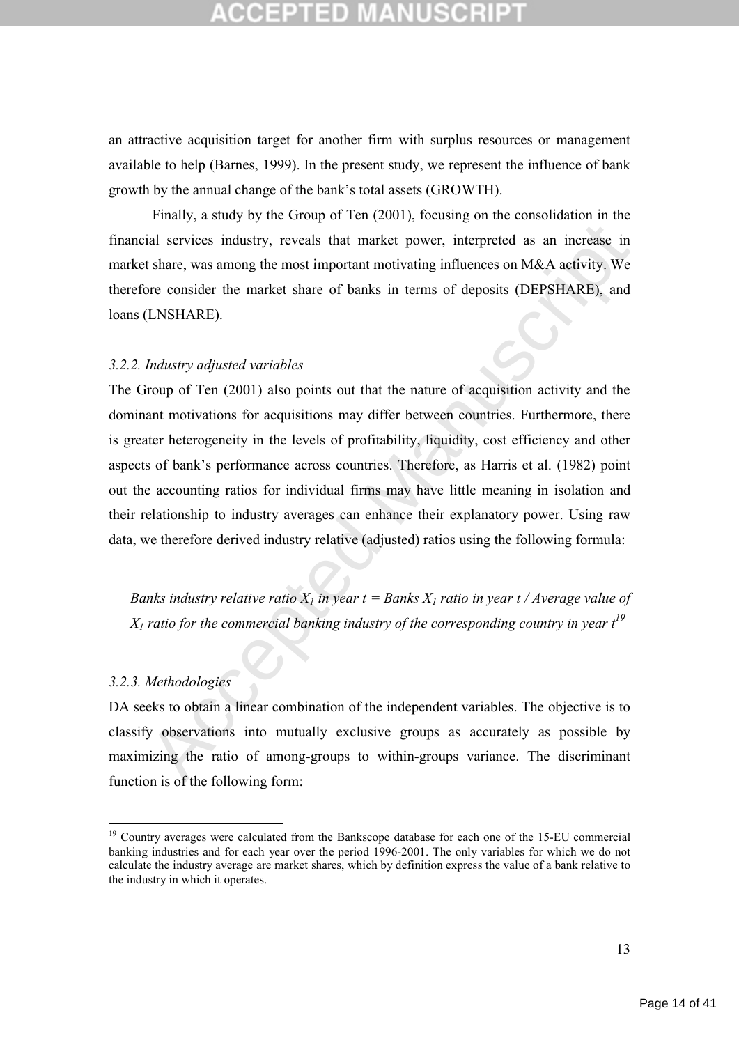an attractive acquisition target for another firm with surplus resources or management available to help (Barnes, 1999). In the present study, we represent the influence of bank growth by the annual change of the bank's total assets (GROWTH).

Finally, a study by the Group of Ten (2001), focusing on the consolidation in the financial services industry, reveals that market power, interpreted as an increase in market share, was among the most important motivating influences on M&A activity. We therefore consider the market share of banks in terms of deposits (DEPSHARE), and loans (LNSHARE).

### *3.2.2. Industry adjusted variables*

The Group of Ten (2001) also points out that the nature of acquisition activity and the dominant motivations for acquisitions may differ between countries. Furthermore, there is greater heterogeneity in the levels of profitability, liquidity, cost efficiency and other aspects of bank's performance across countries. Therefore, as Harris et al. (1982) point out the accounting ratios for individual firms may have little meaning in isolation and their relationship to industry averages can enhance their explanatory power. Using raw data, we therefore derived industry relative (adjusted) ratios using the following formula:

*Banks industry relative ratio $X_1$ in year t = Banks $X_1$ ratio in year t / Average value of $X_1$ ratio for the commercial banking industry of the corresponding country in year t*[19]

### *3.2.3. Methodologies*

DA seeks to obtain a linear combination of the independent variables. The objective is to classify observations into mutually exclusive groups as accurately as possible by maximizing the ratio of among-groups to within-groups variance. The discriminant function is of the following form:

[19] Country averages were calculated from the Bankscope database for each one of the 15-EU commercial banking industries and for each year over the period 1996-2001. The only variables for which we do not calculate the industry average are market shares, which by definition express the value of a bank relative to the industry in which it operates.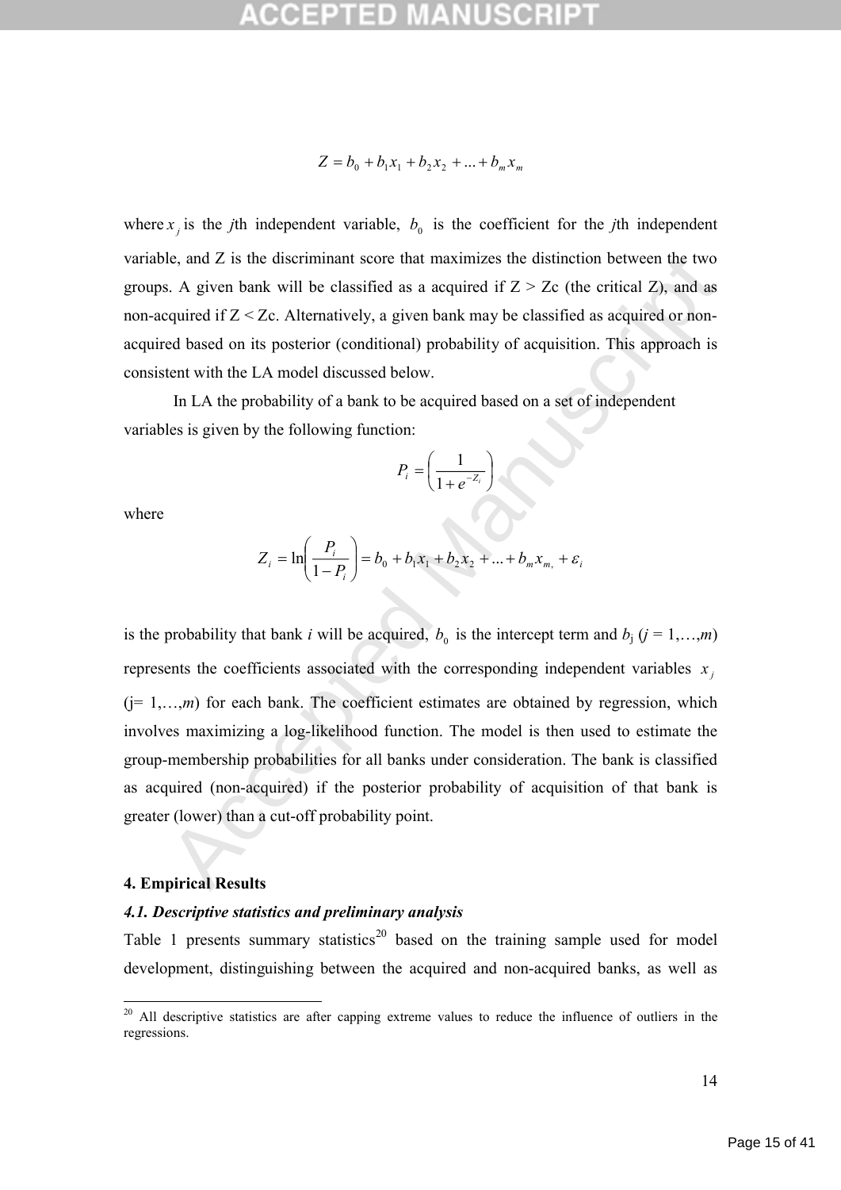$$Z = b_0 + b_1 x_1 + b_2 x_2 + ... + b_m x_m$$

where $x_j$ is the *j*th independent variable, $b_0$ is the coefficient for the *j*th independent variable, and Z is the discriminant score that maximizes the distinction between the two groups. A given bank will be classified as a acquired if Z > Zc (the critical Z), and as non-acquired if Z < Zc. Alternatively, a given bank may be classified as acquired or non-acquired based on its posterior (conditional) probability of acquisition. This approach is consistent with the LA model discussed below.

In LA the probability of a bank to be acquired based on a set of independent variables is given by the following function:

$$P_i = \left( \frac{1}{1 + e^{-Z_i}} \right)$$

where

$$Z_i = \ln\left( \frac{P_i}{1 - P_i} \right) = b_0 + b_1 x_1 + b_2 x_2 + ... + b_m x_{m,} + \varepsilon_i$$

is the probability that bank *i* will be acquired, $b_0$ is the intercept term and $b_j$ ($j$ = 1,…,*m*) represents the coefficients associated with the corresponding independent variables $x_j$ (j= 1,…,*m*) for each bank. The coefficient estimates are obtained by regression, which involves maximizing a log-likelihood function. The model is then used to estimate the group-membership probabilities for all banks under consideration. The bank is classified as acquired (non-acquired) if the posterior probability of acquisition of that bank is greater (lower) than a cut-off probability point.

## 4. Empirical Results

### *4.1. Descriptive statistics and preliminary analysis*

Table 1 presents summary statistics[20] based on the training sample used for model development, distinguishing between the acquired and non-acquired banks, as well as

[20] All descriptive statistics are after capping extreme values to reduce the influence of outliers in the regressions.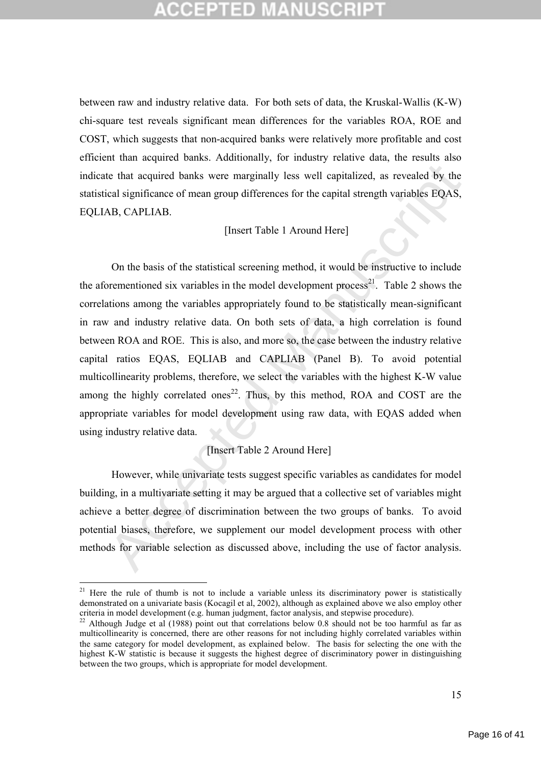between raw and industry relative data. For both sets of data, the Kruskal-Wallis (K-W) chi-square test reveals significant mean differences for the variables ROA, ROE and COST, which suggests that non-acquired banks were relatively more profitable and cost efficient than acquired banks. Additionally, for industry relative data, the results also indicate that acquired banks were marginally less well capitalized, as revealed by the statistical significance of mean group differences for the capital strength variables EQAS, EQLIAB, CAPLIAB.

[Insert Table 1 Around Here]

On the basis of the statistical screening method, it would be instructive to include the aforementioned six variables in the model development process[21]. Table 2 shows the correlations among the variables appropriately found to be statistically mean-significant in raw and industry relative data. On both sets of data, a high correlation is found between ROA and ROE. This is also, and more so, the case between the industry relative capital ratios EQAS, EQLIAB and CAPLIAB (Panel B). To avoid potential multicollinearity problems, therefore, we select the variables with the highest K-W value among the highly correlated ones[22]. Thus, by this method, ROA and COST are the appropriate variables for model development using raw data, with EQAS added when using industry relative data.

[Insert Table 2 Around Here]

However, while univariate tests suggest specific variables as candidates for model building, in a multivariate setting it may be argued that a collective set of variables might achieve a better degree of discrimination between the two groups of banks. To avoid potential biases, therefore, we supplement our model development process with other methods for variable selection as discussed above, including the use of factor analysis.

[21] Here the rule of thumb is not to include a variable unless its discriminatory power is statistically demonstrated on a univariate basis (Kocagil et al, 2002), although as explained above we also employ other criteria in model development (e.g. human judgment, factor analysis, and stepwise procedure).

[22] Although Judge et al (1988) point out that correlations below 0.8 should not be too harmful as far as multicollinearity is concerned, there are other reasons for not including highly correlated variables within the same category for model development, as explained below. The basis for selecting the one with the highest K-W statistic is because it suggests the highest degree of discriminatory power in distinguishing between the two groups, which is appropriate for model development.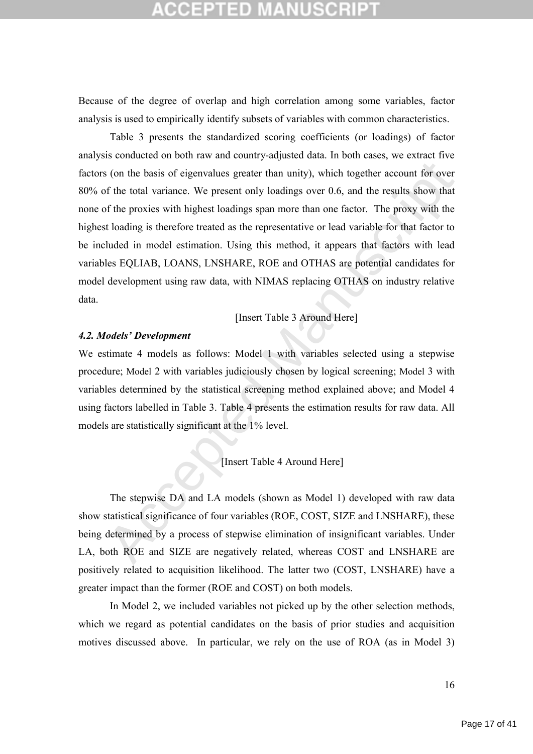Because of the degree of overlap and high correlation among some variables, factor analysis is used to empirically identify subsets of variables with common characteristics.

Table 3 presents the standardized scoring coefficients (or loadings) of factor analysis conducted on both raw and country-adjusted data. In both cases, we extract five factors (on the basis of eigenvalues greater than unity), which together account for over 80% of the total variance. We present only loadings over 0.6, and the results show that none of the proxies with highest loadings span more than one factor. The proxy with the highest loading is therefore treated as the representative or lead variable for that factor to be included in model estimation. Using this method, it appears that factors with lead variables EQLIAB, LOANS, LNSHARE, ROE and OTHAS are potential candidates for model development using raw data, with NIMAS replacing OTHAS on industry relative data.

[Insert Table 3 Around Here]

#### *4.2. Models' Development*

We estimate 4 models as follows: Model 1 with variables selected using a stepwise procedure; Model 2 with variables judiciously chosen by logical screening; Model 3 with variables determined by the statistical screening method explained above; and Model 4 using factors labelled in Table 3. Table 4 presents the estimation results for raw data. All models are statistically significant at the 1% level.

[Insert Table 4 Around Here]

The stepwise DA and LA models (shown as Model 1) developed with raw data show statistical significance of four variables (ROE, COST, SIZE and LNSHARE), these being determined by a process of stepwise elimination of insignificant variables. Under LA, both ROE and SIZE are negatively related, whereas COST and LNSHARE are positively related to acquisition likelihood. The latter two (COST, LNSHARE) have a greater impact than the former (ROE and COST) on both models.

In Model 2, we included variables not picked up by the other selection methods, which we regard as potential candidates on the basis of prior studies and acquisition motives discussed above. In particular, we rely on the use of ROA (as in Model 3)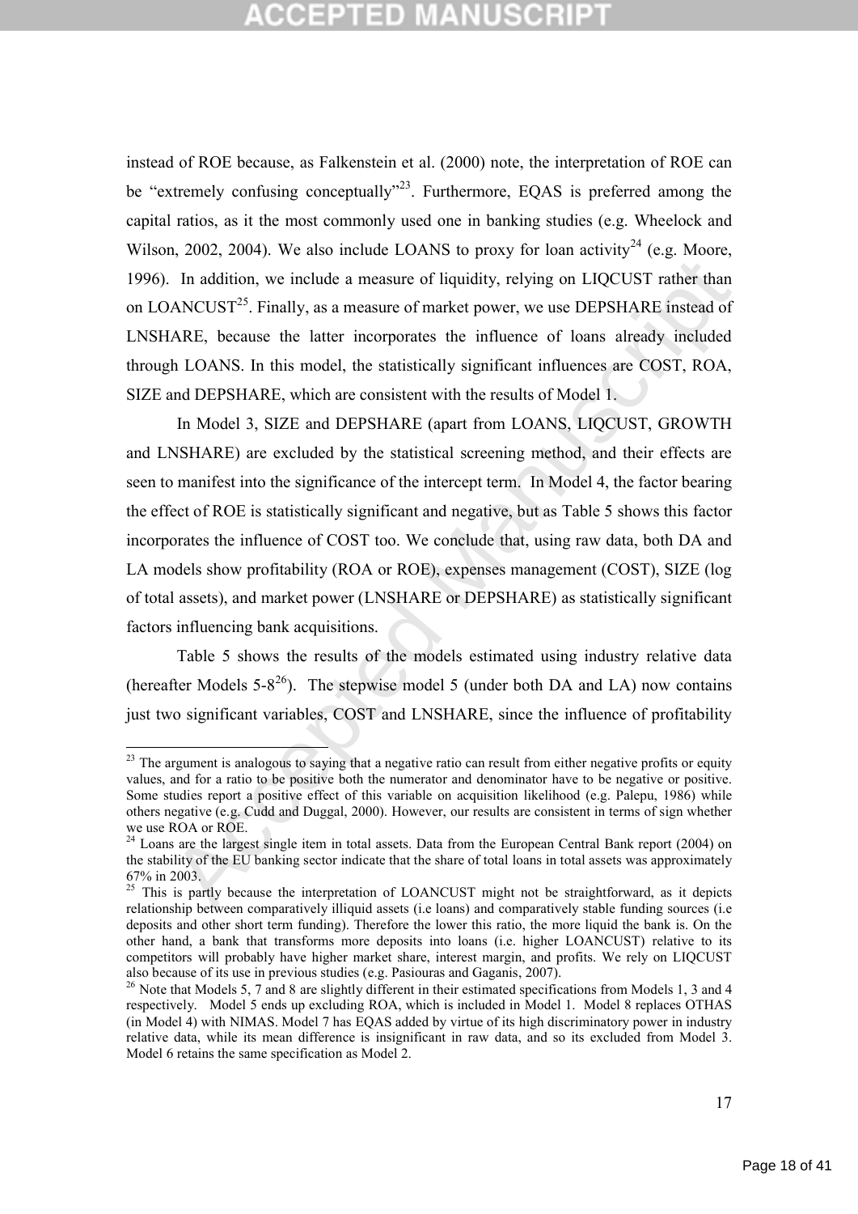instead of ROE because, as Falkenstein et al. (2000) note, the interpretation of ROE can be "extremely confusing conceptually"[23]. Furthermore, EQAS is preferred among the capital ratios, as it the most commonly used one in banking studies (e.g. Wheelock and Wilson, 2002, 2004). We also include LOANS to proxy for loan activity[24] (e.g. Moore, 1996). In addition, we include a measure of liquidity, relying on LIQCUST rather than on LOANCUST[25]. Finally, as a measure of market power, we use DEPSHARE instead of LNSHARE, because the latter incorporates the influence of loans already included through LOANS. In this model, the statistically significant influences are COST, ROA, SIZE and DEPSHARE, which are consistent with the results of Model 1.

In Model 3, SIZE and DEPSHARE (apart from LOANS, LIQCUST, GROWTH and LNSHARE) are excluded by the statistical screening method, and their effects are seen to manifest into the significance of the intercept term. In Model 4, the factor bearing the effect of ROE is statistically significant and negative, but as Table 5 shows this factor incorporates the influence of COST too. We conclude that, using raw data, both DA and LA models show profitability (ROA or ROE), expenses management (COST), SIZE (log of total assets), and market power (LNSHARE or DEPSHARE) as statistically significant factors influencing bank acquisitions.

Table 5 shows the results of the models estimated using industry relative data (hereafter Models 5-8[26]). The stepwise model 5 (under both DA and LA) now contains just two significant variables, COST and LNSHARE, since the influence of profitability

---

[23] The argument is analogous to saying that a negative ratio can result from either negative profits or equity values, and for a ratio to be positive both the numerator and denominator have to be negative or positive. Some studies report a positive effect of this variable on acquisition likelihood (e.g. Palepu, 1986) while others negative (e.g. Cudd and Duggal, 2000). However, our results are consistent in terms of sign whether we use ROA or ROE.

[24] Loans are the largest single item in total assets. Data from the European Central Bank report (2004) on the stability of the EU banking sector indicate that the share of total loans in total assets was approximately 67% in 2003.

[25] This is partly because the interpretation of LOANCUST might not be straightforward, as it depicts relationship between comparatively illiquid assets (i.e loans) and comparatively stable funding sources (i.e deposits and other short term funding). Therefore the lower this ratio, the more liquid the bank is. On the other hand, a bank that transforms more deposits into loans (i.e. higher LOANCUST) relative to its competitors will probably have higher market share, interest margin, and profits. We rely on LIQCUST also because of its use in previous studies (e.g. Pasiouras and Gaganis, 2007).

[26] Note that Models 5, 7 and 8 are slightly different in their estimated specifications from Models 1, 3 and 4 respectively. Model 5 ends up excluding ROA, which is included in Model 1. Model 8 replaces OTHAS (in Model 4) with NIMAS. Model 7 has EQAS added by virtue of its high discriminatory power in industry relative data, while its mean difference is insignificant in raw data, and so its excluded from Model 3. Model 6 retains the same specification as Model 2.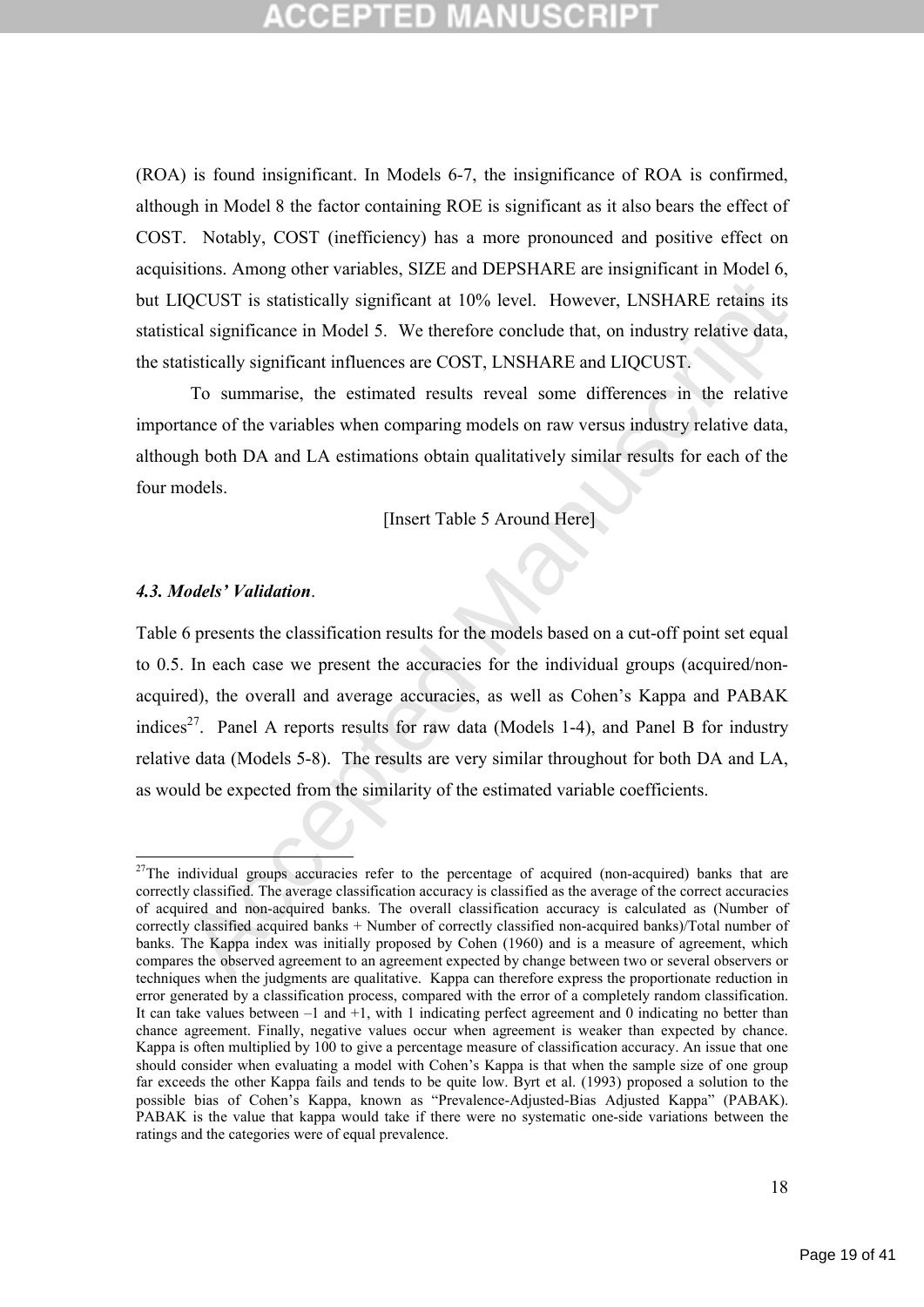(ROA) is found insignificant. In Models 6-7, the insignificance of ROA is confirmed, although in Model 8 the factor containing ROE is significant as it also bears the effect of COST. Notably, COST (inefficiency) has a more pronounced and positive effect on acquisitions. Among other variables, SIZE and DEPSHARE are insignificant in Model 6, but LIQCUST is statistically significant at 10% level. However, LNSHARE retains its statistical significance in Model 5. We therefore conclude that, on industry relative data, the statistically significant influences are COST, LNSHARE and LIQCUST.

To summarise, the estimated results reveal some differences in the relative importance of the variables when comparing models on raw versus industry relative data, although both DA and LA estimations obtain qualitatively similar results for each of the four models.

[Insert Table 5 Around Here]

### *4.3. Models' Validation*.

Table 6 presents the classification results for the models based on a cut-off point set equal to 0.5. In each case we present the accuracies for the individual groups (acquired/non-acquired), the overall and average accuracies, as well as Cohen's Kappa and PABAK indices[27]. Panel A reports results for raw data (Models 1-4), and Panel B for industry relative data (Models 5-8). The results are very similar throughout for both DA and LA, as would be expected from the similarity of the estimated variable coefficients.

---

[27]The individual groups accuracies refer to the percentage of acquired (non-acquired) banks that are correctly classified. The average classification accuracy is classified as the average of the correct accuracies of acquired and non-acquired banks. The overall classification accuracy is calculated as (Number of correctly classified acquired banks + Number of correctly classified non-acquired banks)/Total number of banks. The Kappa index was initially proposed by Cohen (1960) and is a measure of agreement, which compares the observed agreement to an agreement expected by change between two or several observers or techniques when the judgments are qualitative. Kappa can therefore express the proportionate reduction in error generated by a classification process, compared with the error of a completely random classification. It can take values between –1 and +1, with 1 indicating perfect agreement and 0 indicating no better than chance agreement. Finally, negative values occur when agreement is weaker than expected by chance. Kappa is often multiplied by 100 to give a percentage measure of classification accuracy. An issue that one should consider when evaluating a model with Cohen's Kappa is that when the sample size of one group far exceeds the other Kappa fails and tends to be quite low. Byrt et al. (1993) proposed a solution to the possible bias of Cohen's Kappa, known as "Prevalence-Adjusted-Bias Adjusted Kappa" (PABAK). PABAK is the value that kappa would take if there were no systematic one-side variations between the ratings and the categories were of equal prevalence.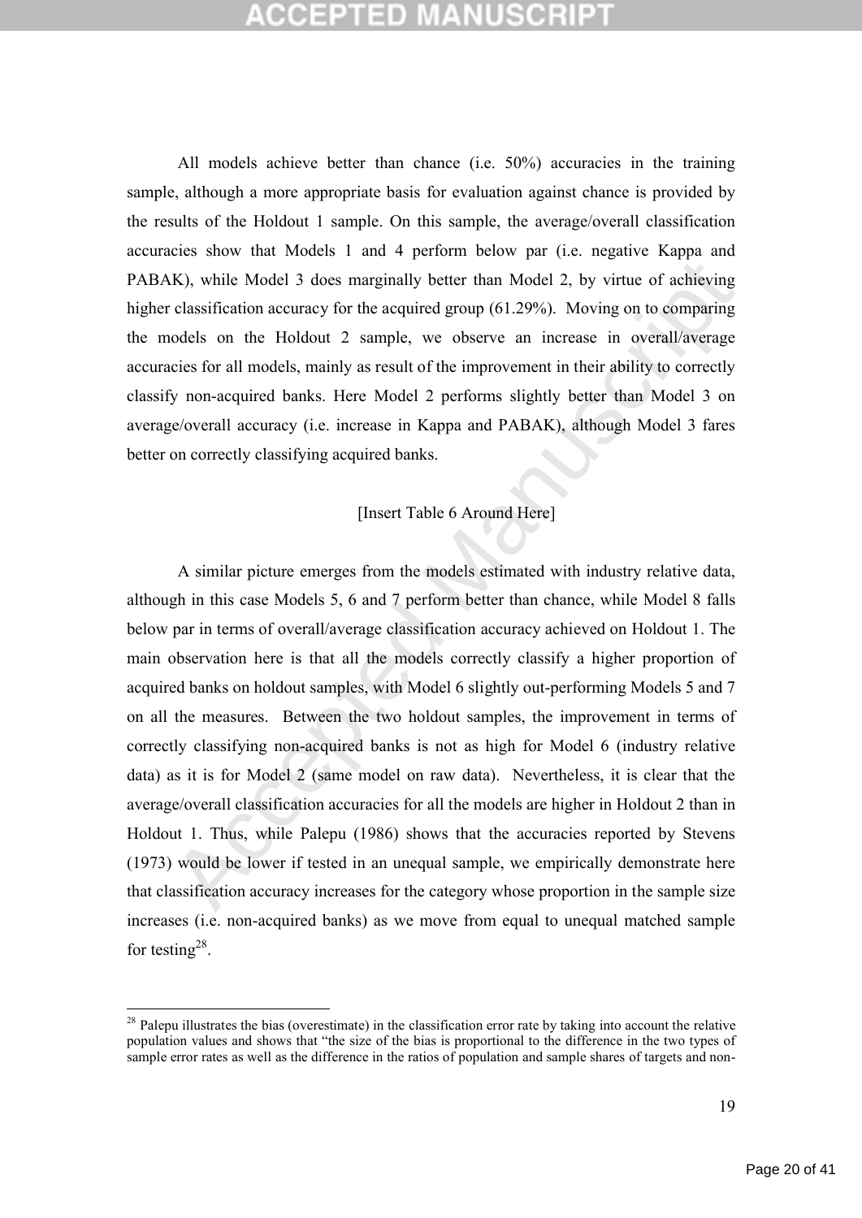All models achieve better than chance (i.e. 50%) accuracies in the training sample, although a more appropriate basis for evaluation against chance is provided by the results of the Holdout 1 sample. On this sample, the average/overall classification accuracies show that Models 1 and 4 perform below par (i.e. negative Kappa and PABAK), while Model 3 does marginally better than Model 2, by virtue of achieving higher classification accuracy for the acquired group (61.29%). Moving on to comparing the models on the Holdout 2 sample, we observe an increase in overall/average accuracies for all models, mainly as result of the improvement in their ability to correctly classify non-acquired banks. Here Model 2 performs slightly better than Model 3 on average/overall accuracy (i.e. increase in Kappa and PABAK), although Model 3 fares better on correctly classifying acquired banks.

[Insert Table 6 Around Here]

A similar picture emerges from the models estimated with industry relative data, although in this case Models 5, 6 and 7 perform better than chance, while Model 8 falls below par in terms of overall/average classification accuracy achieved on Holdout 1. The main observation here is that all the models correctly classify a higher proportion of acquired banks on holdout samples, with Model 6 slightly out-performing Models 5 and 7 on all the measures. Between the two holdout samples, the improvement in terms of correctly classifying non-acquired banks is not as high for Model 6 (industry relative data) as it is for Model 2 (same model on raw data). Nevertheless, it is clear that the average/overall classification accuracies for all the models are higher in Holdout 2 than in Holdout 1. Thus, while Palepu (1986) shows that the accuracies reported by Stevens (1973) would be lower if tested in an unequal sample, we empirically demonstrate here that classification accuracy increases for the category whose proportion in the sample size increases (i.e. non-acquired banks) as we move from equal to unequal matched sample for testing[28].

[28] Palepu illustrates the bias (overestimate) in the classification error rate by taking into account the relative population values and shows that "the size of the bias is proportional to the difference in the two types of sample error rates as well as the difference in the ratios of population and sample shares of targets and non-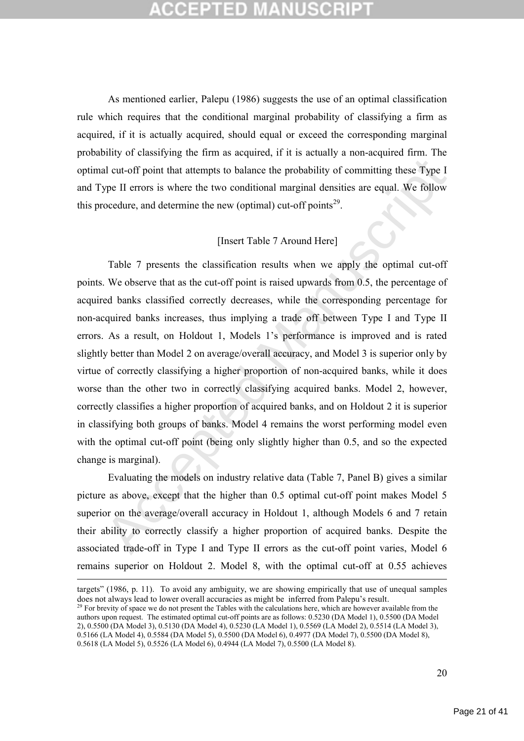As mentioned earlier, Palepu (1986) suggests the use of an optimal classification rule which requires that the conditional marginal probability of classifying a firm as acquired, if it is actually acquired, should equal or exceed the corresponding marginal probability of classifying the firm as acquired, if it is actually a non-acquired firm. The optimal cut-off point that attempts to balance the probability of committing these Type I and Type II errors is where the two conditional marginal densities are equal. We follow this procedure, and determine the new (optimal) cut-off points[29].

[Insert Table 7 Around Here]

Table 7 presents the classification results when we apply the optimal cut-off points. We observe that as the cut-off point is raised upwards from 0.5, the percentage of acquired banks classified correctly decreases, while the corresponding percentage for non-acquired banks increases, thus implying a trade off between Type I and Type II errors. As a result, on Holdout 1, Models 1's performance is improved and is rated slightly better than Model 2 on average/overall accuracy, and Model 3 is superior only by virtue of correctly classifying a higher proportion of non-acquired banks, while it does worse than the other two in correctly classifying acquired banks. Model 2, however, correctly classifies a higher proportion of acquired banks, and on Holdout 2 it is superior in classifying both groups of banks. Model 4 remains the worst performing model even with the optimal cut-off point (being only slightly higher than 0.5, and so the expected change is marginal).

Evaluating the models on industry relative data (Table 7, Panel B) gives a similar picture as above, except that the higher than 0.5 optimal cut-off point makes Model 5 superior on the average/overall accuracy in Holdout 1, although Models 6 and 7 retain their ability to correctly classify a higher proportion of acquired banks. Despite the associated trade-off in Type I and Type II errors as the cut-off point varies, Model 6 remains superior on Holdout 2. Model 8, with the optimal cut-off at 0.55 achieves

---

targets" (1986, p. 11). To avoid any ambiguity, we are showing empirically that use of unequal samples does not always lead to lower overall accuracies as might be inferred from Palepu's result.

[29] For brevity of space we do not present the Tables with the calculations here, which are however available from the authors upon request. The estimated optimal cut-off points are as follows: 0.5230 (DA Model 1), 0.5500 (DA Model 2), 0.5500 (DA Model 3), 0.5130 (DA Model 4), 0.5230 (LA Model 1), 0.5569 (LA Model 2), 0.5514 (LA Model 3), 0.5166 (LA Model 4), 0.5584 (DA Model 5), 0.5500 (DA Model 6), 0.4977 (DA Model 7), 0.5500 (DA Model 8), 0.5618 (LA Model 5), 0.5526 (LA Model 6), 0.4944 (LA Model 7), 0.5500 (LA Model 8).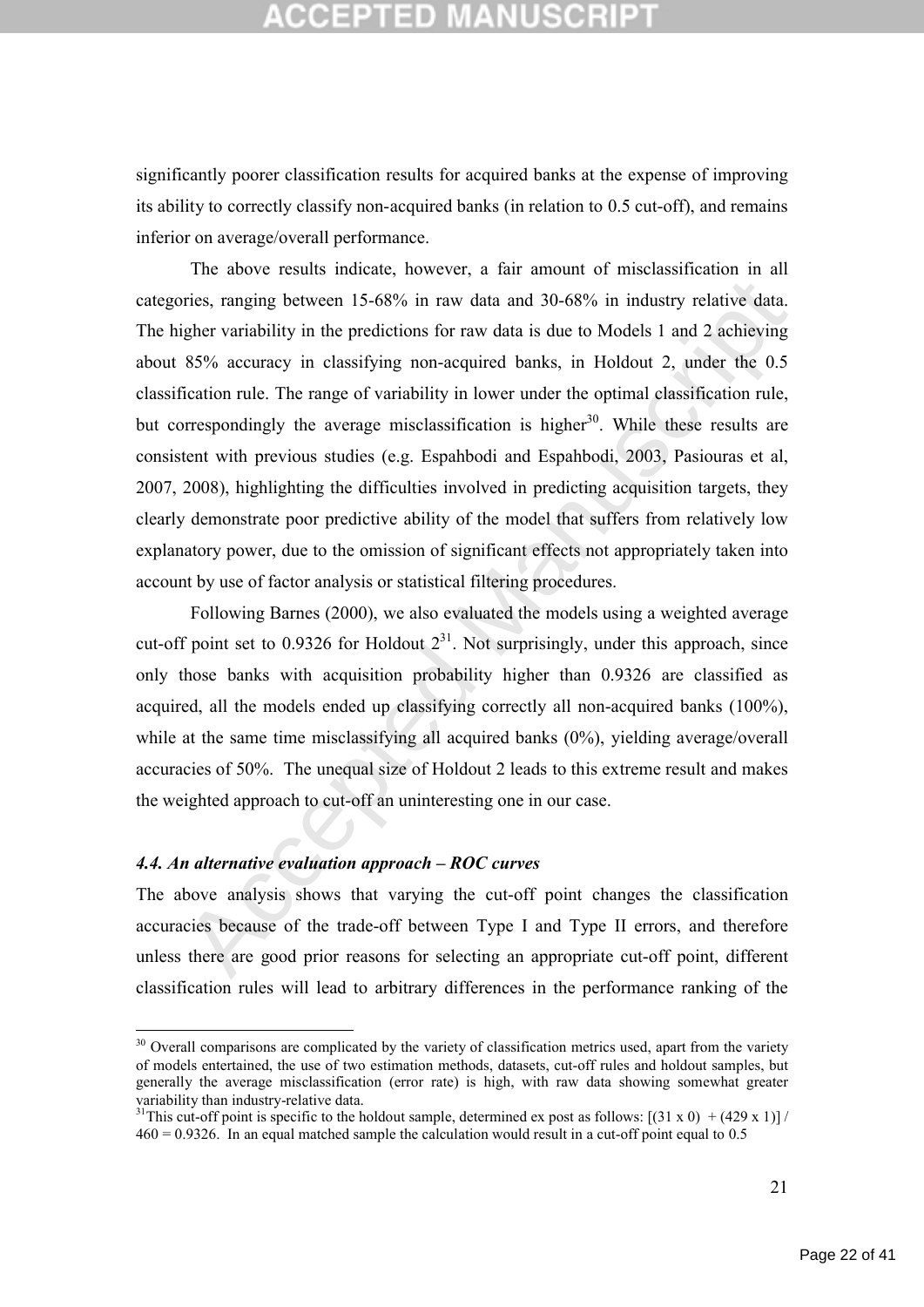significantly poorer classification results for acquired banks at the expense of improving its ability to correctly classify non-acquired banks (in relation to 0.5 cut-off), and remains inferior on average/overall performance.

The above results indicate, however, a fair amount of misclassification in all categories, ranging between 15-68% in raw data and 30-68% in industry relative data. The higher variability in the predictions for raw data is due to Models 1 and 2 achieving about 85% accuracy in classifying non-acquired banks, in Holdout 2, under the 0.5 classification rule. The range of variability in lower under the optimal classification rule, but correspondingly the average misclassification is higher[30]. While these results are consistent with previous studies (e.g. Espahbodi and Espahbodi, 2003, Pasiouras et al, 2007, 2008), highlighting the difficulties involved in predicting acquisition targets, they clearly demonstrate poor predictive ability of the model that suffers from relatively low explanatory power, due to the omission of significant effects not appropriately taken into account by use of factor analysis or statistical filtering procedures.

Following Barnes (2000), we also evaluated the models using a weighted average cut-off point set to 0.9326 for Holdout 2[31]. Not surprisingly, under this approach, since only those banks with acquisition probability higher than 0.9326 are classified as acquired, all the models ended up classifying correctly all non-acquired banks (100%), while at the same time misclassifying all acquired banks (0%), yielding average/overall accuracies of 50%. The unequal size of Holdout 2 leads to this extreme result and makes the weighted approach to cut-off an uninteresting one in our case.

### *4.4. An alternative evaluation approach – ROC curves*

The above analysis shows that varying the cut-off point changes the classification accuracies because of the trade-off between Type I and Type II errors, and therefore unless there are good prior reasons for selecting an appropriate cut-off point, different classification rules will lead to arbitrary differences in the performance ranking of the

---

[30] Overall comparisons are complicated by the variety of classification metrics used, apart from the variety of models entertained, the use of two estimation methods, datasets, cut-off rules and holdout samples, but generally the average misclassification (error rate) is high, with raw data showing somewhat greater variability than industry-relative data.

[31] This cut-off point is specific to the holdout sample, determined ex post as follows: $[(31 \times 0) + (429 \times 1)] / 460 = 0.9326$. In an equal matched sample the calculation would result in a cut-off point equal to 0.5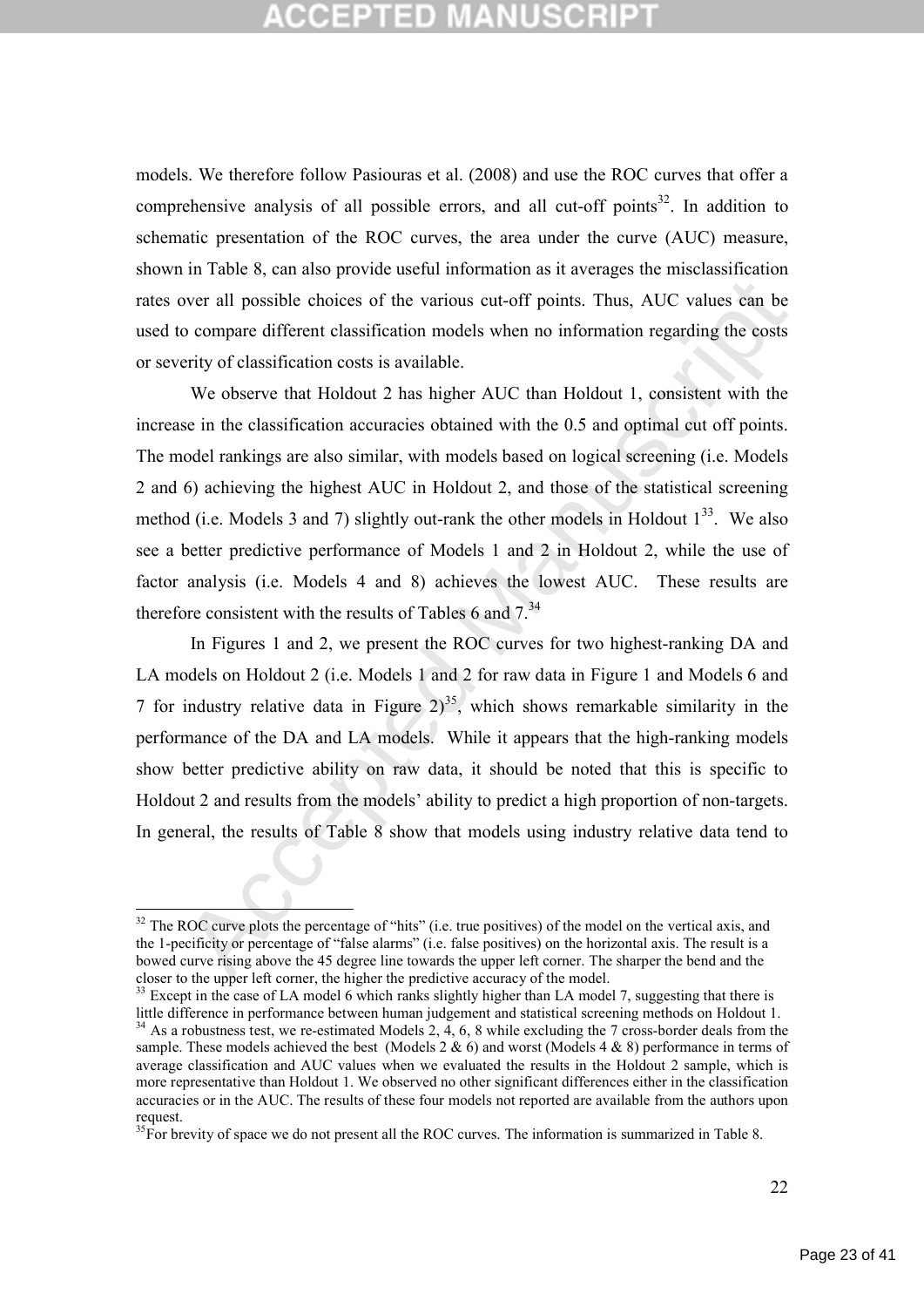models. We therefore follow Pasiouras et al. (2008) and use the ROC curves that offer a comprehensive analysis of all possible errors, and all cut-off points[32]. In addition to schematic presentation of the ROC curves, the area under the curve (AUC) measure, shown in Table 8, can also provide useful information as it averages the misclassification rates over all possible choices of the various cut-off points. Thus, AUC values can be used to compare different classification models when no information regarding the costs or severity of classification costs is available.

We observe that Holdout 2 has higher AUC than Holdout 1, consistent with the increase in the classification accuracies obtained with the 0.5 and optimal cut off points. The model rankings are also similar, with models based on logical screening (i.e. Models 2 and 6) achieving the highest AUC in Holdout 2, and those of the statistical screening method (i.e. Models 3 and 7) slightly out-rank the other models in Holdout 1[33]. We also see a better predictive performance of Models 1 and 2 in Holdout 2, while the use of factor analysis (i.e. Models 4 and 8) achieves the lowest AUC. These results are therefore consistent with the results of Tables 6 and 7.[34]

In Figures 1 and 2, we present the ROC curves for two highest-ranking DA and LA models on Holdout 2 (i.e. Models 1 and 2 for raw data in Figure 1 and Models 6 and 7 for industry relative data in Figure 2)[35], which shows remarkable similarity in the performance of the DA and LA models. While it appears that the high-ranking models show better predictive ability on raw data, it should be noted that this is specific to Holdout 2 and results from the models' ability to predict a high proportion of non-targets. In general, the results of Table 8 show that models using industry relative data tend to

---

[32] The ROC curve plots the percentage of "hits" (i.e. true positives) of the model on the vertical axis, and the 1-pecificity or percentage of "false alarms" (i.e. false positives) on the horizontal axis. The result is a bowed curve rising above the 45 degree line towards the upper left corner. The sharper the bend and the closer to the upper left corner, the higher the predictive accuracy of the model.

[33] Except in the case of LA model 6 which ranks slightly higher than LA model 7, suggesting that there is little difference in performance between human judgement and statistical screening methods on Holdout 1.

[34] As a robustness test, we re-estimated Models 2, 4, 6, 8 while excluding the 7 cross-border deals from the sample. These models achieved the best (Models 2 & 6) and worst (Models 4 & 8) performance in terms of average classification and AUC values when we evaluated the results in the Holdout 2 sample, which is more representative than Holdout 1. We observed no other significant differences either in the classification accuracies or in the AUC. The results of these four models not reported are available from the authors upon request.

[35] For brevity of space we do not present all the ROC curves. The information is summarized in Table 8.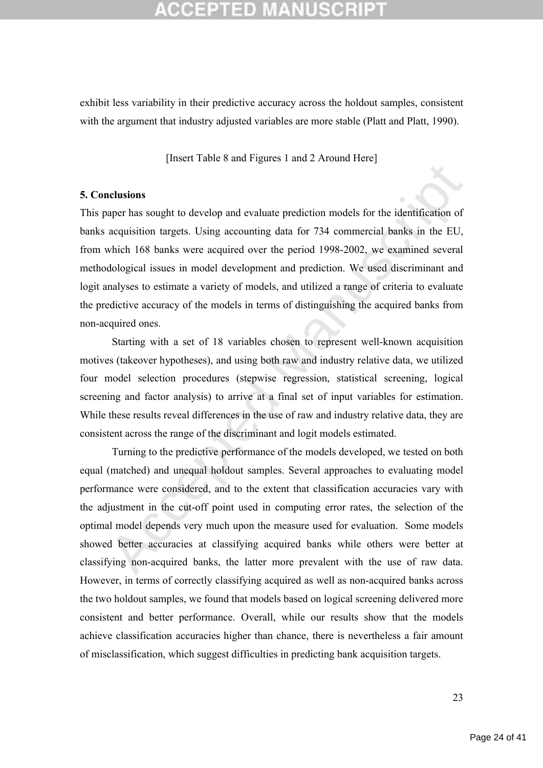exhibit less variability in their predictive accuracy across the holdout samples, consistent with the argument that industry adjusted variables are more stable (Platt and Platt, 1990).

[Insert Table 8 and Figures 1 and 2 Around Here]

## 5. Conclusions

This paper has sought to develop and evaluate prediction models for the identification of banks acquisition targets. Using accounting data for 734 commercial banks in the EU, from which 168 banks were acquired over the period 1998-2002, we examined several methodological issues in model development and prediction. We used discriminant and logit analyses to estimate a variety of models, and utilized a range of criteria to evaluate the predictive accuracy of the models in terms of distinguishing the acquired banks from non-acquired ones.

Starting with a set of 18 variables chosen to represent well-known acquisition motives (takeover hypotheses), and using both raw and industry relative data, we utilized four model selection procedures (stepwise regression, statistical screening, logical screening and factor analysis) to arrive at a final set of input variables for estimation. While these results reveal differences in the use of raw and industry relative data, they are consistent across the range of the discriminant and logit models estimated.

Turning to the predictive performance of the models developed, we tested on both equal (matched) and unequal holdout samples. Several approaches to evaluating model performance were considered, and to the extent that classification accuracies vary with the adjustment in the cut-off point used in computing error rates, the selection of the optimal model depends very much upon the measure used for evaluation. Some models showed better accuracies at classifying acquired banks while others were better at classifying non-acquired banks, the latter more prevalent with the use of raw data. However, in terms of correctly classifying acquired as well as non-acquired banks across the two holdout samples, we found that models based on logical screening delivered more consistent and better performance. Overall, while our results show that the models achieve classification accuracies higher than chance, there is nevertheless a fair amount of misclassification, which suggest difficulties in predicting bank acquisition targets.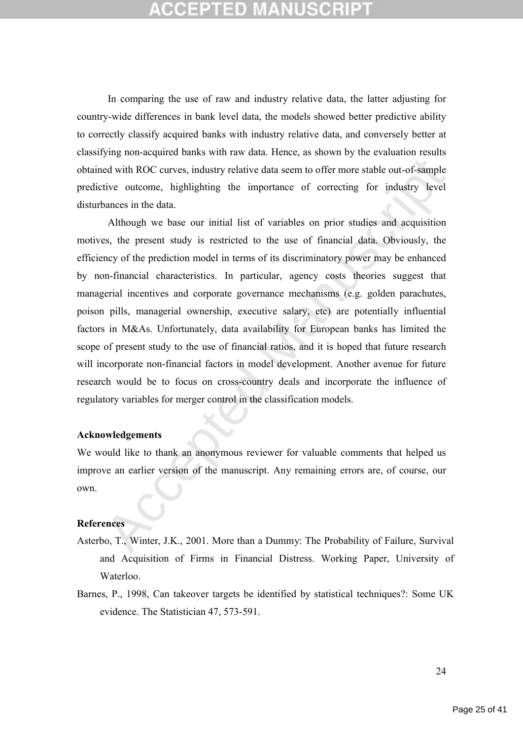In comparing the use of raw and industry relative data, the latter adjusting for country-wide differences in bank level data, the models showed better predictive ability to correctly classify acquired banks with industry relative data, and conversely better at classifying non-acquired banks with raw data. Hence, as shown by the evaluation results obtained with ROC curves, industry relative data seem to offer more stable out-of-sample predictive outcome, highlighting the importance of correcting for industry level disturbances in the data.

Although we base our initial list of variables on prior studies and acquisition motives, the present study is restricted to the use of financial data. Obviously, the efficiency of the prediction model in terms of its discriminatory power may be enhanced by non-financial characteristics. In particular, agency costs theories suggest that managerial incentives and corporate governance mechanisms (e.g. golden parachutes, poison pills, managerial ownership, executive salary, etc) are potentially influential factors in M&As. Unfortunately, data availability for European banks has limited the scope of present study to the use of financial ratios, and it is hoped that future research will incorporate non-financial factors in model development. Another avenue for future research would be to focus on cross-country deals and incorporate the influence of regulatory variables for merger control in the classification models.

**Acknowledgements**

We would like to thank an anonymous reviewer for valuable comments that helped us improve an earlier version of the manuscript. Any remaining errors are, of course, our own.

**References**

Asterbo, T., Winter, J.K., 2001. More than a Dummy: The Probability of Failure, Survival and Acquisition of Firms in Financial Distress. Working Paper, University of Waterloo.

Barnes, P., 1998, Can takeover targets be identified by statistical techniques?: Some UK evidence. The Statistician 47, 573-591.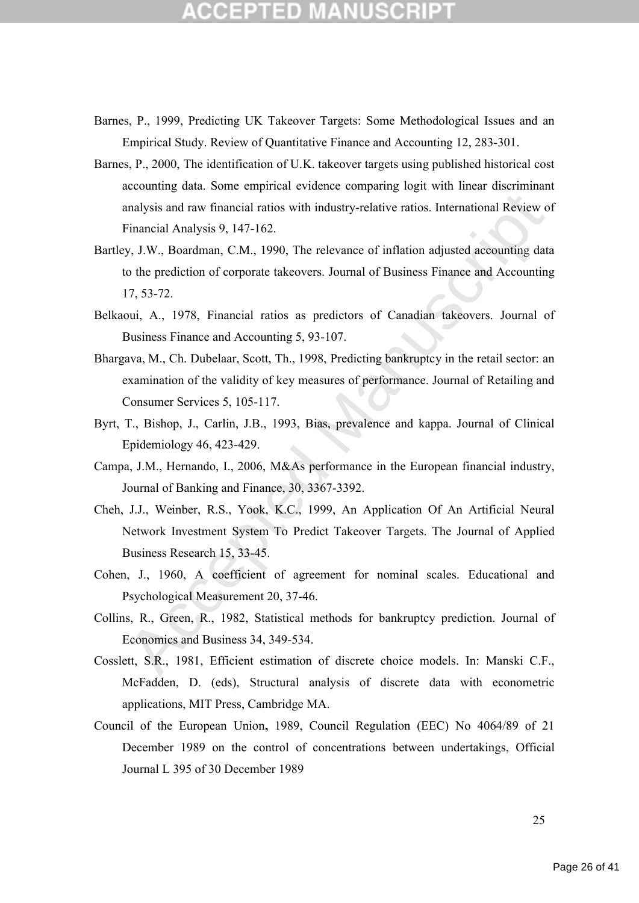Barnes, P., 1999, Predicting UK Takeover Targets: Some Methodological Issues and an Empirical Study. Review of Quantitative Finance and Accounting 12, 283-301.

Barnes, P., 2000, The identification of U.K. takeover targets using published historical cost accounting data. Some empirical evidence comparing logit with linear discriminant analysis and raw financial ratios with industry-relative ratios. International Review of Financial Analysis 9, 147-162.

Bartley, J.W., Boardman, C.M., 1990, The relevance of inflation adjusted accounting data to the prediction of corporate takeovers. Journal of Business Finance and Accounting 17, 53-72.

Belkaoui, A., 1978, Financial ratios as predictors of Canadian takeovers. Journal of Business Finance and Accounting 5, 93-107.

Bhargava, M., Ch. Dubelaar, Scott, Th., 1998, Predicting bankruptcy in the retail sector: an examination of the validity of key measures of performance. Journal of Retailing and Consumer Services 5, 105-117.

Byrt, T., Bishop, J., Carlin, J.B., 1993, Bias, prevalence and kappa. Journal of Clinical Epidemiology 46, 423-429.

Campa, J.M., Hernando, I., 2006, M&As performance in the European financial industry, Journal of Banking and Finance, 30, 3367-3392.

Cheh, J.J., Weinber, R.S., Yook, K.C., 1999, An Application Of An Artificial Neural Network Investment System To Predict Takeover Targets. The Journal of Applied Business Research 15, 33-45.

Cohen, J., 1960, A coefficient of agreement for nominal scales. Educational and Psychological Measurement 20, 37-46.

Collins, R., Green, R., 1982, Statistical methods for bankruptcy prediction. Journal of Economics and Business 34, 349-534.

Cosslett, S.R., 1981, Efficient estimation of discrete choice models. In: Manski C.F., McFadden, D. (eds), Structural analysis of discrete data with econometric applications, MIT Press, Cambridge MA.

Council of the European Union**,** 1989, Council Regulation (EEC) No 4064/89 of 21 December 1989 on the control of concentrations between undertakings, Official Journal L 395 of 30 December 1989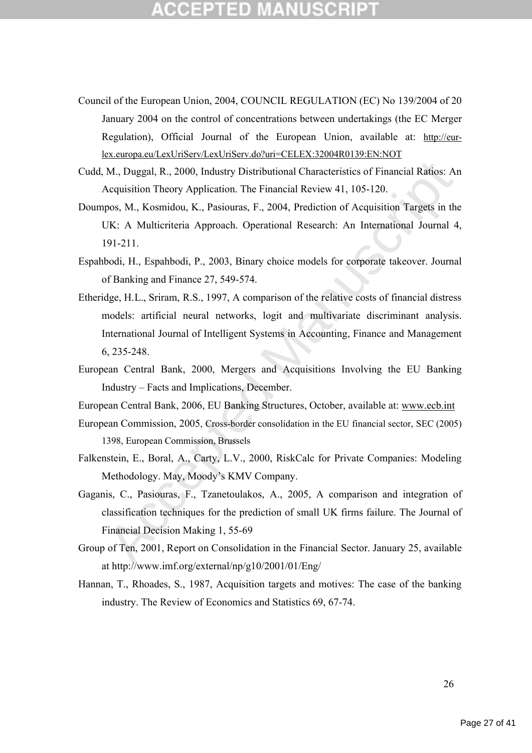Council of the European Union, 2004, COUNCIL REGULATION (EC) No 139/2004 of 20 January 2004 on the control of concentrations between undertakings (the EC Merger Regulation), Official Journal of the European Union, available at: http://eur-lex.europa.eu/LexUriServ/LexUriServ.do?uri=CELEX:32004R0139:EN:NOT

Cudd, M., Duggal, R., 2000, Industry Distributional Characteristics of Financial Ratios: An Acquisition Theory Application. The Financial Review 41, 105-120.

Doumpos, M., Kosmidou, K., Pasiouras, F., 2004, Prediction of Acquisition Targets in the UK: A Multicriteria Approach. Operational Research: An International Journal 4, 191-211.

Espahbodi, H., Espahbodi, P., 2003, Binary choice models for corporate takeover. Journal of Banking and Finance 27, 549-574.

Etheridge, H.L., Sriram, R.S., 1997, A comparison of the relative costs of financial distress models: artificial neural networks, logit and multivariate discriminant analysis. International Journal of Intelligent Systems in Accounting, Finance and Management 6, 235-248.

European Central Bank, 2000, Mergers and Acquisitions Involving the EU Banking Industry – Facts and Implications, December.

European Central Bank, 2006, EU Banking Structures, October, available at: www.ecb.int

European Commission, 2005, Cross-border consolidation in the EU financial sector, SEC (2005) 1398, European Commission, Brussels

Falkenstein, E., Boral, A., Carty, L.V., 2000, RiskCalc for Private Companies: Modeling Methodology. May, Moody's KMV Company.

Gaganis, C., Pasiouras, F., Tzanetoulakos, A., 2005, A comparison and integration of classification techniques for the prediction of small UK firms failure. The Journal of Financial Decision Making 1, 55-69

Group of Ten, 2001, Report on Consolidation in the Financial Sector. January 25, available at http://www.imf.org/external/np/g10/2001/01/Eng/

Hannan, T., Rhoades, S., 1987, Acquisition targets and motives: The case of the banking industry. The Review of Economics and Statistics 69, 67-74.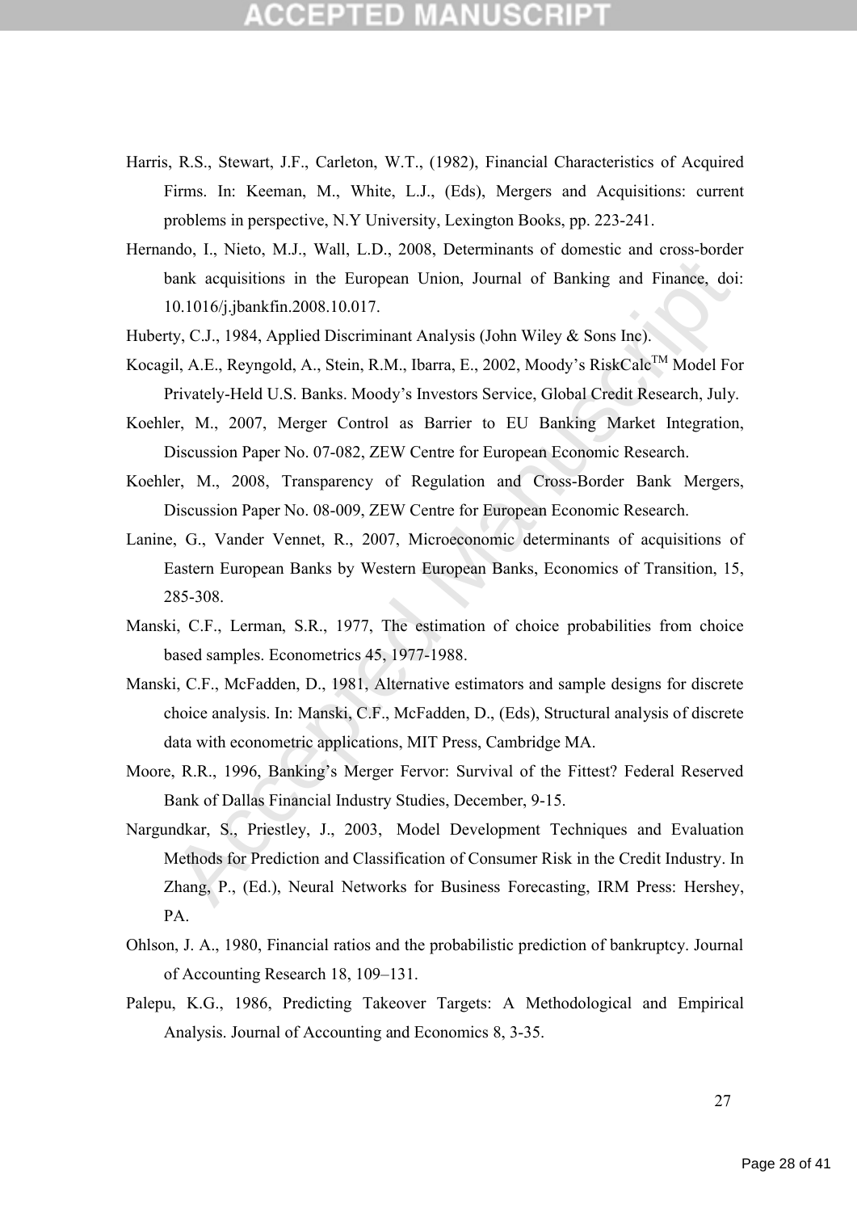Harris, R.S., Stewart, J.F., Carleton, W.T., (1982), Financial Characteristics of Acquired Firms. In: Keeman, M., White, L.J., (Eds), Mergers and Acquisitions: current problems in perspective, N.Y University, Lexington Books, pp. 223-241.

Hernando, I., Nieto, M.J., Wall, L.D., 2008, Determinants of domestic and cross-border bank acquisitions in the European Union, Journal of Banking and Finance, doi: 10.1016/j.jbankfin.2008.10.017.

Huberty, C.J., 1984, Applied Discriminant Analysis (John Wiley & Sons Inc).

Kocagil, A.E., Reyngold, A., Stein, R.M., Ibarra, E., 2002, Moody's RiskCalc™ Model For Privately-Held U.S. Banks. Moody's Investors Service, Global Credit Research, July.

Koehler, M., 2007, Merger Control as Barrier to EU Banking Market Integration, Discussion Paper No. 07-082, ZEW Centre for European Economic Research.

Koehler, M., 2008, Transparency of Regulation and Cross-Border Bank Mergers, Discussion Paper No. 08-009, ZEW Centre for European Economic Research.

Lanine, G., Vander Vennet, R., 2007, Microeconomic determinants of acquisitions of Eastern European Banks by Western European Banks, Economics of Transition, 15, 285-308.

Manski, C.F., Lerman, S.R., 1977, The estimation of choice probabilities from choice based samples. Econometrics 45, 1977-1988.

Manski, C.F., McFadden, D., 1981, Alternative estimators and sample designs for discrete choice analysis. In: Manski, C.F., McFadden, D., (Eds), Structural analysis of discrete data with econometric applications, MIT Press, Cambridge MA.

Moore, R.R., 1996, Banking's Merger Fervor: Survival of the Fittest? Federal Reserved Bank of Dallas Financial Industry Studies, December, 9-15.

Nargundkar, S., Priestley, J., 2003, Model Development Techniques and Evaluation Methods for Prediction and Classification of Consumer Risk in the Credit Industry. In Zhang, P., (Ed.), Neural Networks for Business Forecasting, IRM Press: Hershey, PA.

Ohlson, J. A., 1980, Financial ratios and the probabilistic prediction of bankruptcy. Journal of Accounting Research 18, 109–131.

Palepu, K.G., 1986, Predicting Takeover Targets: A Methodological and Empirical Analysis. Journal of Accounting and Economics 8, 3-35.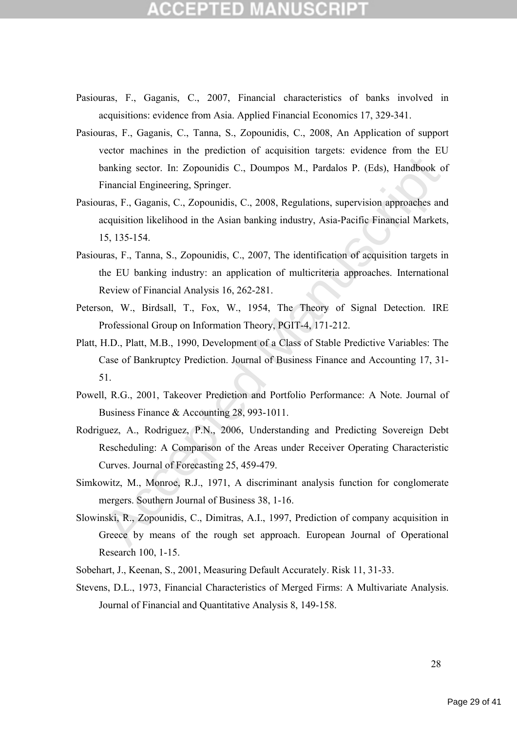Pasiouras, F., Gaganis, C., 2007, Financial characteristics of banks involved in acquisitions: evidence from Asia. Applied Financial Economics 17, 329-341.

Pasiouras, F., Gaganis, C., Tanna, S., Zopounidis, C., 2008, An Application of support vector machines in the prediction of acquisition targets: evidence from the EU banking sector. In: Zopounidis C., Doumpos M., Pardalos P. (Eds), Handbook of Financial Engineering, Springer.

Pasiouras, F., Gaganis, C., Zopounidis, C., 2008, Regulations, supervision approaches and acquisition likelihood in the Asian banking industry, Asia-Pacific Financial Markets, 15, 135-154.

Pasiouras, F., Tanna, S., Zopounidis, C., 2007, The identification of acquisition targets in the EU banking industry: an application of multicriteria approaches. International Review of Financial Analysis 16, 262-281.

Peterson, W., Birdsall, T., Fox, W., 1954, The Theory of Signal Detection. IRE Professional Group on Information Theory, PGIT-4, 171-212.

Platt, H.D., Platt, M.B., 1990, Development of a Class of Stable Predictive Variables: The Case of Bankruptcy Prediction. Journal of Business Finance and Accounting 17, 31-51.

Powell, R.G., 2001, Takeover Prediction and Portfolio Performance: A Note. Journal of Business Finance & Accounting 28, 993-1011.

Rodriguez, A., Rodriguez, P.N., 2006, Understanding and Predicting Sovereign Debt Rescheduling: A Comparison of the Areas under Receiver Operating Characteristic Curves. Journal of Forecasting 25, 459-479.

Simkowitz, M., Monroe, R.J., 1971, A discriminant analysis function for conglomerate mergers. Southern Journal of Business 38, 1-16.

Slowinski, R., Zopounidis, C., Dimitras, A.I., 1997, Prediction of company acquisition in Greece by means of the rough set approach. European Journal of Operational Research 100, 1-15.

Sobehart, J., Keenan, S., 2001, Measuring Default Accurately. Risk 11, 31-33.

Stevens, D.L., 1973, Financial Characteristics of Merged Firms: A Multivariate Analysis. Journal of Financial and Quantitative Analysis 8, 149-158.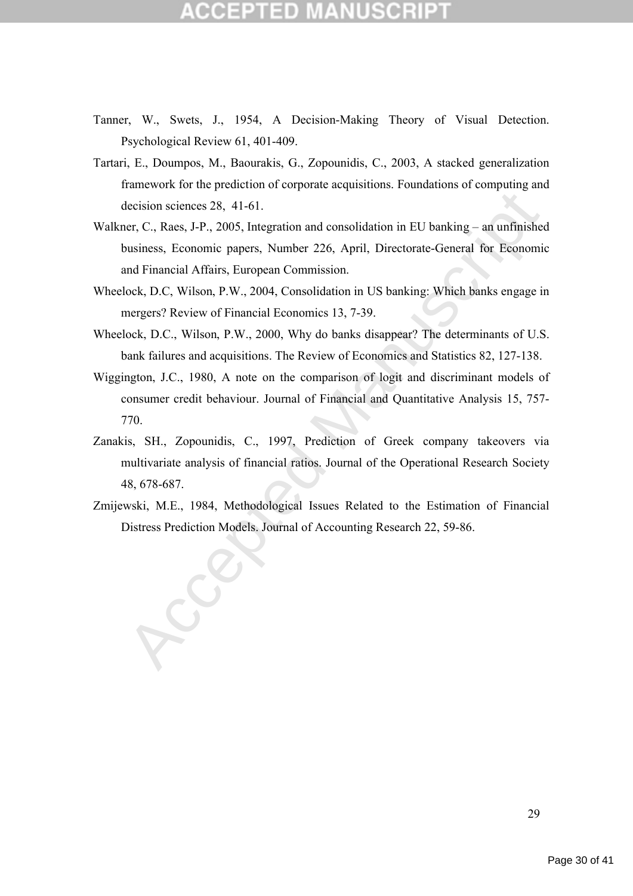Tanner, W., Swets, J., 1954, A Decision-Making Theory of Visual Detection. Psychological Review 61, 401-409.

Tartari, E., Doumpos, M., Baourakis, G., Zopounidis, C., 2003, A stacked generalization framework for the prediction of corporate acquisitions. Foundations of computing and decision sciences 28, 41-61.

Walkner, C., Raes, J-P., 2005, Integration and consolidation in EU banking – an unfinished business, Economic papers, Number 226, April, Directorate-General for Economic and Financial Affairs, European Commission.

Wheelock, D.C, Wilson, P.W., 2004, Consolidation in US banking: Which banks engage in mergers? Review of Financial Economics 13, 7-39.

Wheelock, D.C., Wilson, P.W., 2000, Why do banks disappear? The determinants of U.S. bank failures and acquisitions. The Review of Economics and Statistics 82, 127-138.

Wiggington, J.C., 1980, A note on the comparison of logit and discriminant models of consumer credit behaviour. Journal of Financial and Quantitative Analysis 15, 757-770.

Zanakis, SH., Zopounidis, C., 1997, Prediction of Greek company takeovers via multivariate analysis of financial ratios. Journal of the Operational Research Society 48, 678-687.

Zmijewski, M.E., 1984, Methodological Issues Related to the Estimation of Financial Distress Prediction Models. Journal of Accounting Research 22, 59-86.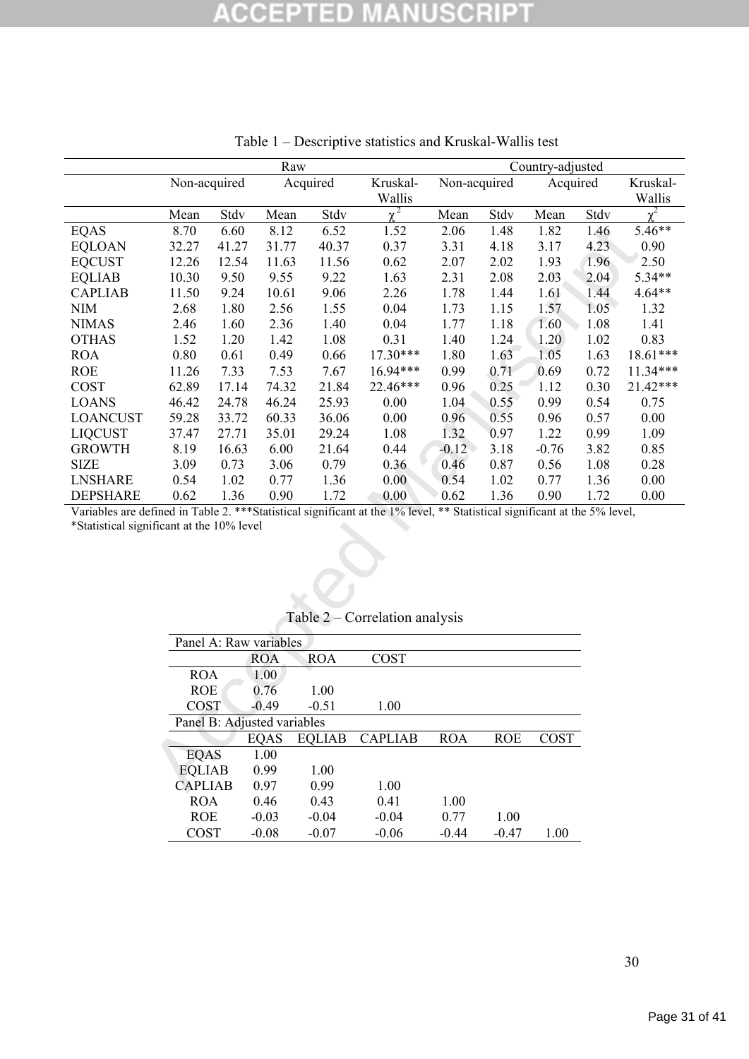Table 1 – Descriptive statistics and Kruskal-Wallis test

| | Raw | | | | | Country-adjusted | | | | |
|---|---|---|---|---|---|---|---|---|---|---|
| | Non-acquired | | Acquired | | Kruskal-Wallis | Non-acquired | | Acquired | | Kruskal-Wallis |
| | Mean | Stdv | Mean | Stdv | $\chi^2$ | Mean | Stdv | Mean | Stdv | $\chi^2$ |
| EQAS | 8.70 | 6.60 | 8.12 | 6.52 | 1.52 | 2.06 | 1.48 | 1.82 | 1.46 | 5.46** |
| EQLOAN | 32.27 | 41.27 | 31.77 | 40.37 | 0.37 | 3.31 | 4.18 | 3.17 | 4.23 | 0.90 |
| EQCUST | 12.26 | 12.54 | 11.63 | 11.56 | 0.62 | 2.07 | 2.02 | 1.93 | 1.96 | 2.50 |
| EQLIAB | 10.30 | 9.50 | 9.55 | 9.22 | 1.63 | 2.31 | 2.08 | 2.03 | 2.04 | 5.34** |
| CAPLIAB | 11.50 | 9.24 | 10.61 | 9.06 | 2.26 | 1.78 | 1.44 | 1.61 | 1.44 | 4.64** |
| NIM | 2.68 | 1.80 | 2.56 | 1.55 | 0.04 | 1.73 | 1.15 | 1.57 | 1.05 | 1.32 |
| NIMAS | 2.46 | 1.60 | 2.36 | 1.40 | 0.04 | 1.77 | 1.18 | 1.60 | 1.08 | 1.41 |
| OTHAS | 1.52 | 1.20 | 1.42 | 1.08 | 0.31 | 1.40 | 1.24 | 1.20 | 1.02 | 0.83 |
| ROA | 0.80 | 0.61 | 0.49 | 0.66 | 17.30*** | 1.80 | 1.63 | 1.05 | 1.63 | 18.61*** |
| ROE | 11.26 | 7.33 | 7.53 | 7.67 | 16.94*** | 0.99 | 0.71 | 0.69 | 0.72 | 11.34*** |
| COST | 62.89 | 17.14 | 74.32 | 21.84 | 22.46*** | 0.96 | 0.25 | 1.12 | 0.30 | 21.42*** |
| LOANS | 46.42 | 24.78 | 46.24 | 25.93 | 0.00 | 1.04 | 0.55 | 0.99 | 0.54 | 0.75 |
| LOANCUST | 59.28 | 33.72 | 60.33 | 36.06 | 0.00 | 0.96 | 0.55 | 0.96 | 0.57 | 0.00 |
| LIQCUST | 37.47 | 27.71 | 35.01 | 29.24 | 1.08 | 1.32 | 0.97 | 1.22 | 0.99 | 1.09 |
| GROWTH | 8.19 | 16.63 | 6.00 | 21.64 | 0.44 | -0.12 | 3.18 | -0.76 | 3.82 | 0.85 |
| SIZE | 3.09 | 0.73 | 3.06 | 0.79 | 0.36 | 0.46 | 0.87 | 0.56 | 1.08 | 0.28 |
| LNSHARE | 0.54 | 1.02 | 0.77 | 1.36 | 0.00 | 0.54 | 1.02 | 0.77 | 1.36 | 0.00 |
| DEPSHARE | 0.62 | 1.36 | 0.90 | 1.72 | 0.00 | 0.62 | 1.36 | 0.90 | 1.72 | 0.00 |

Variables are defined in Table 2. ***Statistical significant at the 1% level, ** Statistical significant at the 5% level, *Statistical significant at the 10% level

Table 2 – Correlation analysis

| Panel A: Raw variables | | | |
|---|---|---|---|
| | ROA | ROA | COST |
| ROA | 1.00 | | |
| ROE | 0.76 | 1.00 | |
| COST | -0.49 | -0.51 | 1.00 |

| Panel B: Adjusted variables | | | | | | |
|---|---|---|---|---|---|---|
| | EQAS | EQLIAB | CAPLIAB | ROA | ROE | COST |
| EQAS | 1.00 | | | | | |
| EQLIAB | 0.99 | 1.00 | | | | |
| CAPLIAB | 0.97 | 0.99 | 1.00 | | | |
| ROA | 0.46 | 0.43 | 0.41 | 1.00 | | |
| ROE | -0.03 | -0.04 | -0.04 | 0.77 | 1.00 | |
| COST | -0.08 | -0.07 | -0.06 | -0.44 | -0.47 | 1.00 |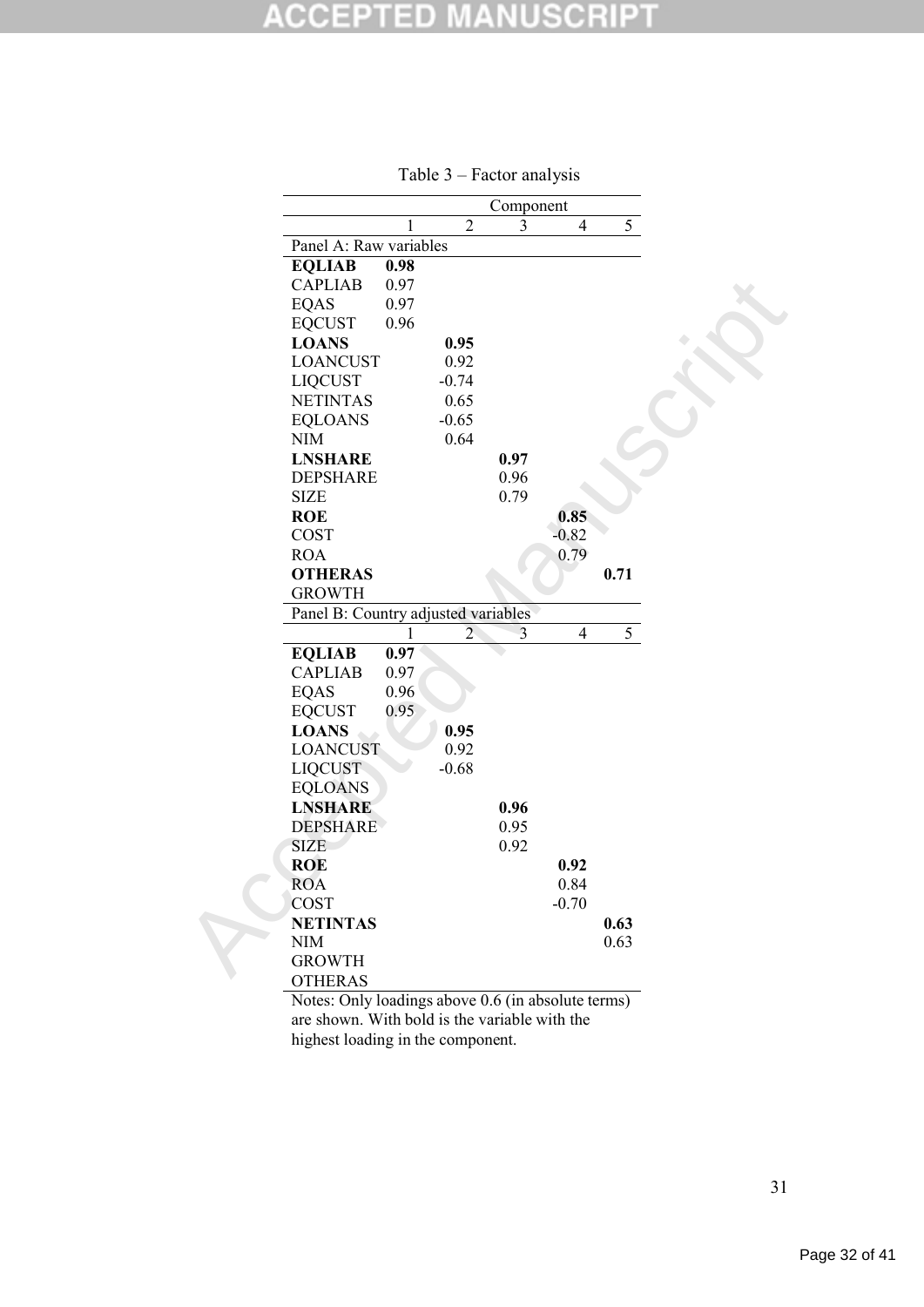Table 3 – Factor analysis

| | Component | | | | |
|---|---|---|---|---|---|
| | 1 | 2 | 3 | 4 | 5 |
| Panel A: Raw variables | | | | | |
| **EQLIAB** | **0.98** | | | | |
| CAPLIAB | 0.97 | | | | |
| EQAS | 0.97 | | | | |
| EQCUST | 0.96 | | | | |
| **LOANS** | | **0.95** | | | |
| LOANCUST | | 0.92 | | | |
| LIQCUST | | -0.74 | | | |
| NETINTAS | | 0.65 | | | |
| EQLOANS | | -0.65 | | | |
| NIM | | 0.64 | | | |
| **LNSHARE** | | | **0.97** | | |
| DEPSHARE | | | 0.96 | | |
| SIZE | | | 0.79 | | |
| **ROE** | | | | **0.85** | |
| COST | | | | -0.82 | |
| ROA | | | | 0.79 | |
| **OTHERAS** | | | | | **0.71** |
| GROWTH | | | | | |
| Panel B: Country adjusted variables | | | | | |
| | 1 | 2 | 3 | 4 | 5 |
| **EQLIAB** | **0.97** | | | | |
| CAPLIAB | 0.97 | | | | |
| EQAS | 0.96 | | | | |
| EQCUST | 0.95 | | | | |
| **LOANS** | | **0.95** | | | |
| LOANCUST | | 0.92 | | | |
| LIQCUST | | -0.68 | | | |
| EQLOANS | | | | | |
| **LNSHARE** | | | **0.96** | | |
| DEPSHARE | | | 0.95 | | |
| SIZE | | | 0.92 | | |
| **ROE** | | | | **0.92** | |
| ROA | | | | 0.84 | |
| COST | | | | -0.70 | |
| **NETINTAS** | | | | | **0.63** |
| NIM | | | | | 0.63 |
| GROWTH | | | | | |
| OTHERAS | | | | | |

Notes: Only loadings above 0.6 (in absolute terms) are shown. With bold is the variable with the highest loading in the component.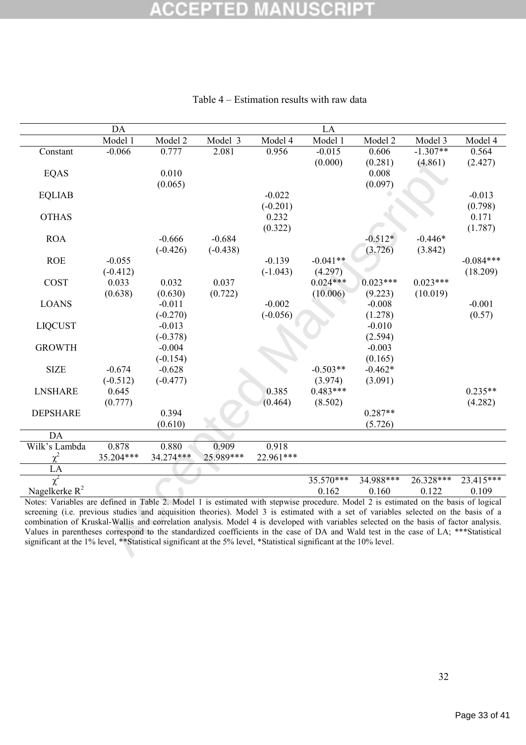Table 4 – Estimation results with raw data

| | DA | | | | LA | | | |
|---|---|---|---|---|---|---|---|---|
| | Model 1 | Model 2 | Model 3 | Model 4 | Model 1 | Model 2 | Model 3 | Model 4 |
| Constant | -0.066 | 0.777 | 2.081 | 0.956 | -0.015<br>(0.000) | 0.606<br>(0.281) | -1.307**<br>(4.861) | 0.564<br>(2.427) |
| EQAS | | 0.010<br>(0.065) | | | | 0.008<br>(0.097) | | |
| EQLIAB | | | | -0.022<br>(-0.201) | | | | -0.013<br>(0.798) |
| OTHAS | | | | 0.232<br>(0.322) | | | | 0.171<br>(1.787) |
| ROA | | -0.666<br>(-0.426) | -0.684<br>(-0.438) | | | -0.512*<br>(3.726) | -0.446*<br>(3.842) | |
| ROE | -0.055<br>(-0.412) | | | -0.139<br>(-1.043) | -0.041**<br>(4.297) | | | -0.084***<br>(18.209) |
| COST | 0.033<br>(0.638) | 0.032<br>(0.630) | 0.037<br>(0.722) | | 0.024***<br>(10.006) | 0.023***<br>(9.223) | 0.023***<br>(10.019) | |
| LOANS | | -0.011<br>(-0.270) | | -0.002<br>(-0.056) | | -0.008<br>(1.278) | | -0.001<br>(0.57) |
| LIQCUST | | -0.013<br>(-0.378) | | | | -0.010<br>(2.594) | | |
| GROWTH | | -0.004<br>(-0.154) | | | | -0.003<br>(0.165) | | |
| SIZE | -0.674<br>(-0.512) | -0.628<br>(-0.477) | | | -0.503**<br>(3.974) | -0.462*<br>(3.091) | | |
| LNSHARE | 0.645<br>(0.777) | | | 0.385<br>(0.464) | 0.483***<br>(8.502) | | | 0.235**<br>(4.282) |
| DEPSHARE | | 0.394<br>(0.610) | | | | 0.287**<br>(5.726) | | |
| DA | | | | | | | | |
| Wilk's Lambda | 0.878 | 0.880 | 0.909 | 0.918 | | | | |
| $\chi^2$ | 35.204*** | 34.274*** | 25.989*** | 22.961*** | | | | |
| LA | | | | | | | | |
| $\chi^2$ | | | | | 35.570*** | 34.988*** | 26.328*** | 23.415*** |
| Nagelkerke $R^2$ | | | | | 0.162 | 0.160 | 0.122 | 0.109 |

Notes: Variables are defined in Table 2. Model 1 is estimated with stepwise procedure. Model 2 is estimated on the basis of logical screening (i.e. previous studies and acquisition theories). Model 3 is estimated with a set of variables selected on the basis of a combination of Kruskal-Wallis and correlation analysis. Model 4 is developed with variables selected on the basis of factor analysis. Values in parentheses correspond to the standardized coefficients in the case of DA and Wald test in the case of LA; ***Statistical significant at the 1% level, **Statistical significant at the 5% level, *Statistical significant at the 10% level.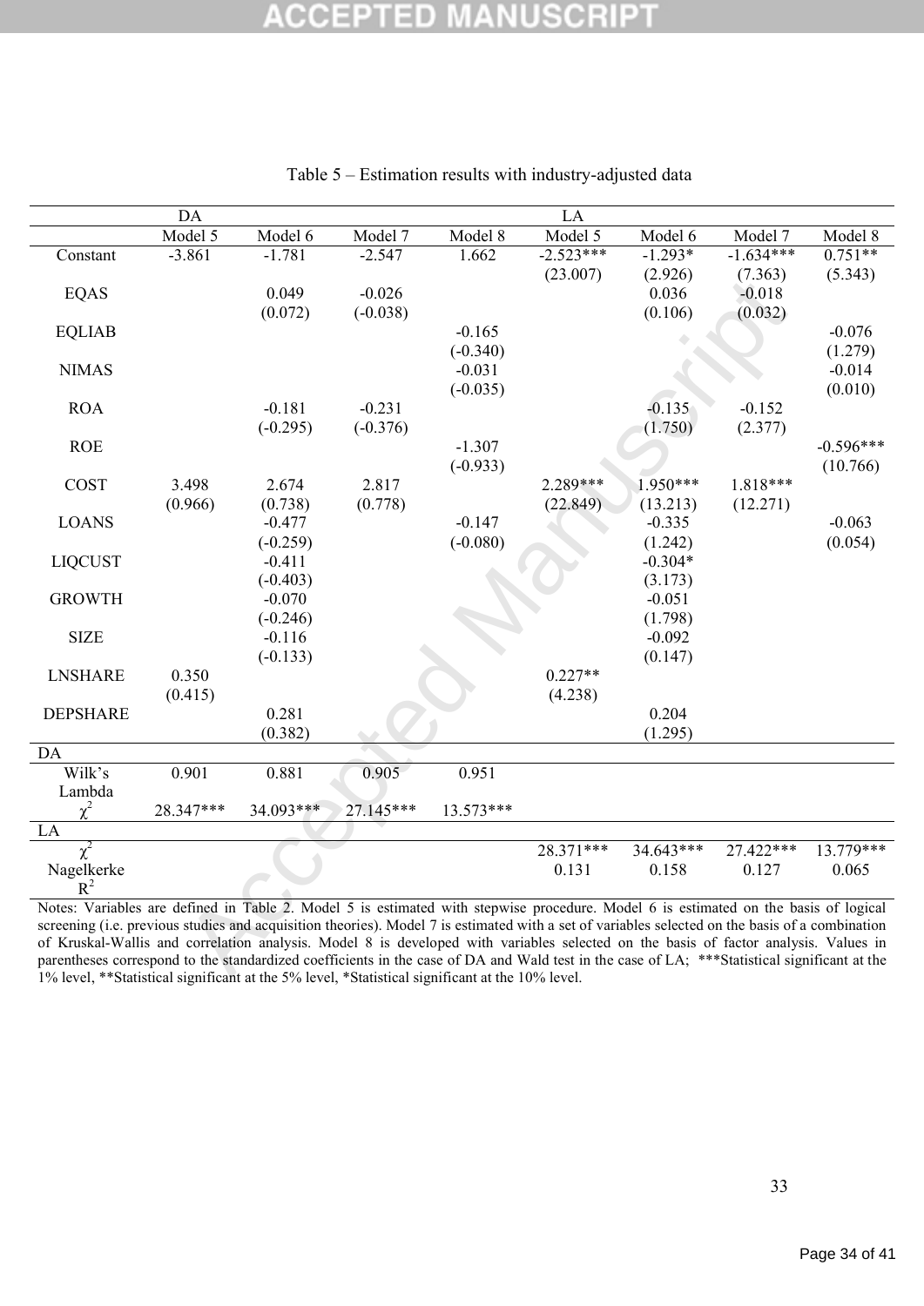Table 5 – Estimation results with industry-adjusted data

| | DA | | | | LA | | | |
|---|---|---|---|---|---|---|---|---|
| | Model 5 | Model 6 | Model 7 | Model 8 | Model 5 | Model 6 | Model 7 | Model 8 |
| Constant | -3.861 | -1.781 | -2.547 | 1.662 | -2.523*** (23.007) | -1.293* (2.926) | -1.634*** (7.363) | 0.751** (5.343) |
| EQAS | | 0.049 (0.072) | -0.026 (-0.038) | | | 0.036 (0.106) | -0.018 (0.032) | |
| EQLIAB | | | | -0.165 (-0.340) | | | | -0.076 (1.279) |
| NIMAS | | | | -0.031 (-0.035) | | | | -0.014 (0.010) |
| ROA | | -0.181 (-0.295) | -0.231 (-0.376) | | | -0.135 (1.750) | -0.152 (2.377) | |
| ROE | | | | -1.307 (-0.933) | | | | -0.596*** (10.766) |
| COST | 3.498 (0.966) | 2.674 (0.738) | 2.817 (0.778) | | 2.289*** (22.849) | 1.950*** (13.213) | 1.818*** (12.271) | |
| LOANS | | -0.477 (-0.259) | | -0.147 (-0.080) | | -0.335 (1.242) | | -0.063 (0.054) |
| LIQCUST | | -0.411 (-0.403) | | | | -0.304* (3.173) | | |
| GROWTH | | -0.070 (-0.246) | | | | -0.051 (1.798) | | |
| SIZE | | -0.116 (-0.133) | | | | -0.092 (0.147) | | |
| LNSHARE | 0.350 (0.415) | | | | 0.227** (4.238) | | | |
| DEPSHARE | | 0.281 (0.382) | | | | 0.204 (1.295) | | |
| DA | | | | | | | | |
| Wilk's Lambda | 0.901 | 0.881 | 0.905 | 0.951 | | | | |
| $\chi^2$ | 28.347*** | 34.093*** | 27.145*** | 13.573*** | | | | |
| LA | | | | | | | | |
| $\chi^2$ | | | | | 28.371*** | 34.643*** | 27.422*** | 13.779*** |
| Nagelkerke $R^2$ | | | | | 0.131 | 0.158 | 0.127 | 0.065 |

Notes: Variables are defined in Table 2. Model 5 is estimated with stepwise procedure. Model 6 is estimated on the basis of logical screening (i.e. previous studies and acquisition theories). Model 7 is estimated with a set of variables selected on the basis of a combination of Kruskal-Wallis and correlation analysis. Model 8 is developed with variables selected on the basis of factor analysis. Values in parentheses correspond to the standardized coefficients in the case of DA and Wald test in the case of LA; ***Statistical significant at the 1% level, **Statistical significant at the 5% level, *Statistical significant at the 10% level.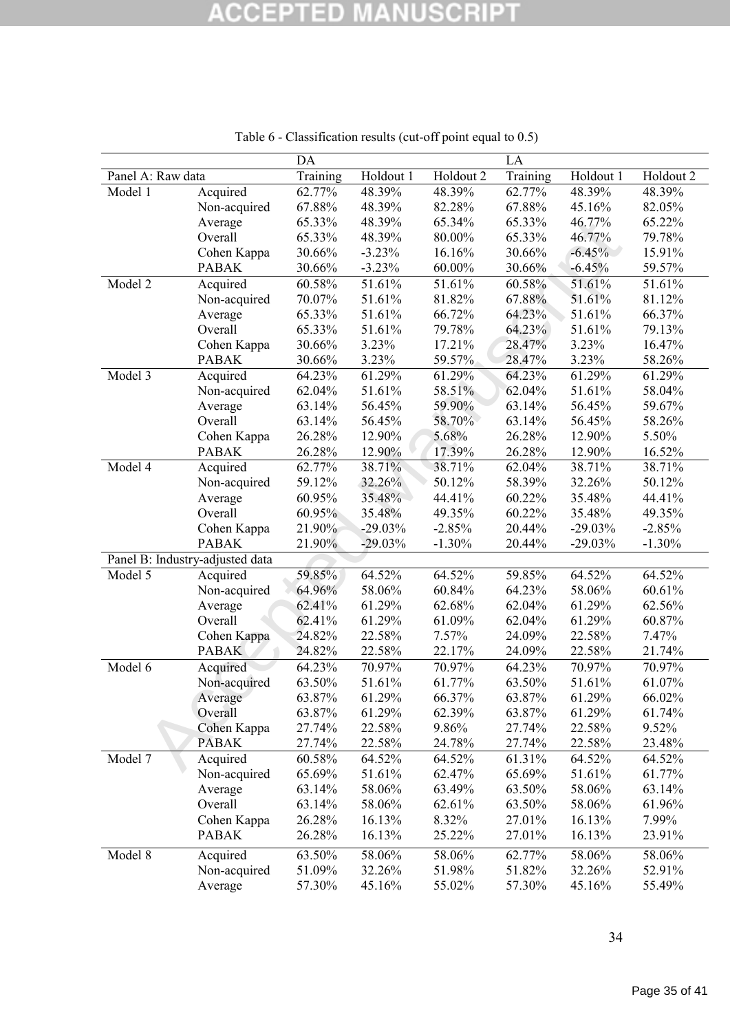Table 6 - Classification results (cut-off point equal to 0.5)

| | | DA | | | LA | | |
|---|---|---|---|---|---|---|---|
| Panel A: Raw data | | Training | Holdout 1 | Holdout 2 | Training | Holdout 1 | Holdout 2 |
| Model 1 | Acquired | 62.77% | 48.39% | 48.39% | 62.77% | 48.39% | 48.39% |
| | Non-acquired | 67.88% | 48.39% | 82.28% | 67.88% | 45.16% | 82.05% |
| | Average | 65.33% | 48.39% | 65.34% | 65.33% | 46.77% | 65.22% |
| | Overall | 65.33% | 48.39% | 80.00% | 65.33% | 46.77% | 79.78% |
| | Cohen Kappa | 30.66% | -3.23% | 16.16% | 30.66% | -6.45% | 15.91% |
| | PABAK | 30.66% | -3.23% | 60.00% | 30.66% | -6.45% | 59.57% |
| Model 2 | Acquired | 60.58% | 51.61% | 51.61% | 60.58% | 51.61% | 51.61% |
| | Non-acquired | 70.07% | 51.61% | 81.82% | 67.88% | 51.61% | 81.12% |
| | Average | 65.33% | 51.61% | 66.72% | 64.23% | 51.61% | 66.37% |
| | Overall | 65.33% | 51.61% | 79.78% | 64.23% | 51.61% | 79.13% |
| | Cohen Kappa | 30.66% | 3.23% | 17.21% | 28.47% | 3.23% | 16.47% |
| | PABAK | 30.66% | 3.23% | 59.57% | 28.47% | 3.23% | 58.26% |
| Model 3 | Acquired | 64.23% | 61.29% | 61.29% | 64.23% | 61.29% | 61.29% |
| | Non-acquired | 62.04% | 51.61% | 58.51% | 62.04% | 51.61% | 58.04% |
| | Average | 63.14% | 56.45% | 59.90% | 63.14% | 56.45% | 59.67% |
| | Overall | 63.14% | 56.45% | 58.70% | 63.14% | 56.45% | 58.26% |
| | Cohen Kappa | 26.28% | 12.90% | 5.68% | 26.28% | 12.90% | 5.50% |
| | PABAK | 26.28% | 12.90% | 17.39% | 26.28% | 12.90% | 16.52% |
| Model 4 | Acquired | 62.77% | 38.71% | 38.71% | 62.04% | 38.71% | 38.71% |
| | Non-acquired | 59.12% | 32.26% | 50.12% | 58.39% | 32.26% | 50.12% |
| | Average | 60.95% | 35.48% | 44.41% | 60.22% | 35.48% | 44.41% |
| | Overall | 60.95% | 35.48% | 49.35% | 60.22% | 35.48% | 49.35% |
| | Cohen Kappa | 21.90% | -29.03% | -2.85% | 20.44% | -29.03% | -2.85% |
| | PABAK | 21.90% | -29.03% | -1.30% | 20.44% | -29.03% | -1.30% |
| Panel B: Industry-adjusted data | | | | | | | |
| Model 5 | Acquired | 59.85% | 64.52% | 64.52% | 59.85% | 64.52% | 64.52% |
| | Non-acquired | 64.96% | 58.06% | 60.84% | 64.23% | 58.06% | 60.61% |
| | Average | 62.41% | 61.29% | 62.68% | 62.04% | 61.29% | 62.56% |
| | Overall | 62.41% | 61.29% | 61.09% | 62.04% | 61.29% | 60.87% |
| | Cohen Kappa | 24.82% | 22.58% | 7.57% | 24.09% | 22.58% | 7.47% |
| | PABAK | 24.82% | 22.58% | 22.17% | 24.09% | 22.58% | 21.74% |
| Model 6 | Acquired | 64.23% | 70.97% | 70.97% | 64.23% | 70.97% | 70.97% |
| | Non-acquired | 63.50% | 51.61% | 61.77% | 63.50% | 51.61% | 61.07% |
| | Average | 63.87% | 61.29% | 66.37% | 63.87% | 61.29% | 66.02% |
| | Overall | 63.87% | 61.29% | 62.39% | 63.87% | 61.29% | 61.74% |
| | Cohen Kappa | 27.74% | 22.58% | 9.86% | 27.74% | 22.58% | 9.52% |
| | PABAK | 27.74% | 22.58% | 24.78% | 27.74% | 22.58% | 23.48% |
| Model 7 | Acquired | 60.58% | 64.52% | 64.52% | 61.31% | 64.52% | 64.52% |
| | Non-acquired | 65.69% | 51.61% | 62.47% | 65.69% | 51.61% | 61.77% |
| | Average | 63.14% | 58.06% | 63.49% | 63.50% | 58.06% | 63.14% |
| | Overall | 63.14% | 58.06% | 62.61% | 63.50% | 58.06% | 61.96% |
| | Cohen Kappa | 26.28% | 16.13% | 8.32% | 27.01% | 16.13% | 7.99% |
| | PABAK | 26.28% | 16.13% | 25.22% | 27.01% | 16.13% | 23.91% |
| Model 8 | Acquired | 63.50% | 58.06% | 58.06% | 62.77% | 58.06% | 58.06% |
| | Non-acquired | 51.09% | 32.26% | 51.98% | 51.82% | 32.26% | 52.91% |
| | Average | 57.30% | 45.16% | 55.02% | 57.30% | 45.16% | 55.49% |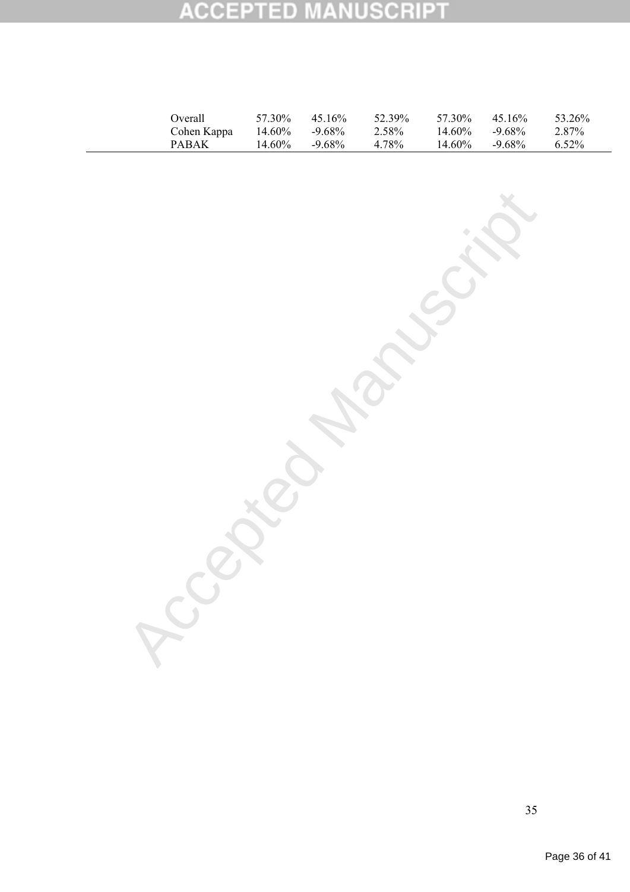| | | | | | | |
|---|---|---|---|---|---|---|
| Overall | 57.30% | 45.16% | 52.39% | 57.30% | 45.16% | 53.26% |
| Cohen Kappa | 14.60% | -9.68% | 2.58% | 14.60% | -9.68% | 2.87% |
| PABAK | 14.60% | -9.68% | 4.78% | 14.60% | -9.68% | 6.52% |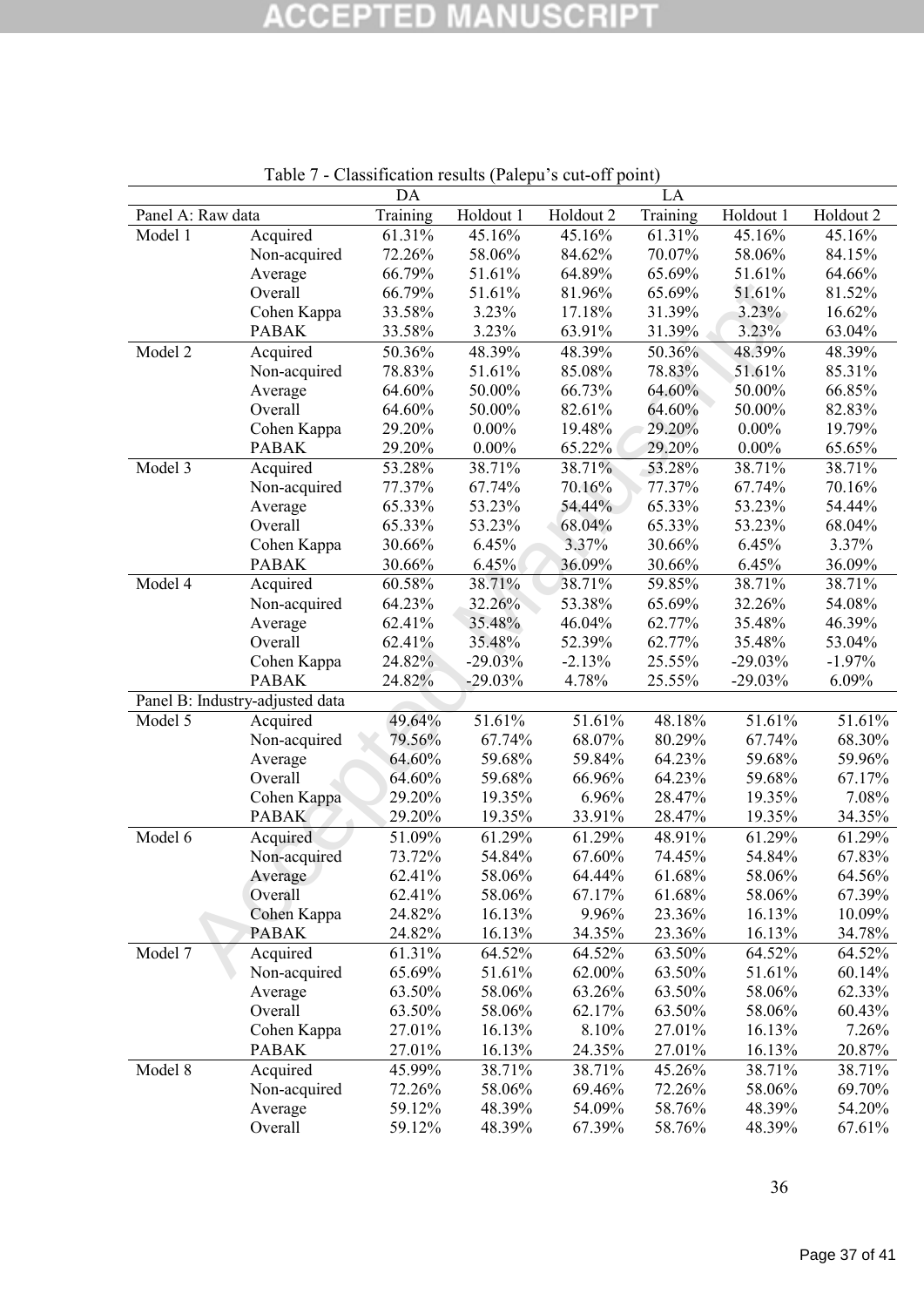Table 7 - Classification results (Palepu's cut-off point)

| | | DA | | | LA | | |
|---|---|---|---|---|---|---|---|
| Panel A: Raw data | | Training | Holdout 1 | Holdout 2 | Training | Holdout 1 | Holdout 2 |
| Model 1 | Acquired | 61.31% | 45.16% | 45.16% | 61.31% | 45.16% | 45.16% |
| | Non-acquired | 72.26% | 58.06% | 84.62% | 70.07% | 58.06% | 84.15% |
| | Average | 66.79% | 51.61% | 64.89% | 65.69% | 51.61% | 64.66% |
| | Overall | 66.79% | 51.61% | 81.96% | 65.69% | 51.61% | 81.52% |
| | Cohen Kappa | 33.58% | 3.23% | 17.18% | 31.39% | 3.23% | 16.62% |
| | PABAK | 33.58% | 3.23% | 63.91% | 31.39% | 3.23% | 63.04% |
| Model 2 | Acquired | 50.36% | 48.39% | 48.39% | 50.36% | 48.39% | 48.39% |
| | Non-acquired | 78.83% | 51.61% | 85.08% | 78.83% | 51.61% | 85.31% |
| | Average | 64.60% | 50.00% | 66.73% | 64.60% | 50.00% | 66.85% |
| | Overall | 64.60% | 50.00% | 82.61% | 64.60% | 50.00% | 82.83% |
| | Cohen Kappa | 29.20% | 0.00% | 19.48% | 29.20% | 0.00% | 19.79% |
| | PABAK | 29.20% | 0.00% | 65.22% | 29.20% | 0.00% | 65.65% |
| Model 3 | Acquired | 53.28% | 38.71% | 38.71% | 53.28% | 38.71% | 38.71% |
| | Non-acquired | 77.37% | 67.74% | 70.16% | 77.37% | 67.74% | 70.16% |
| | Average | 65.33% | 53.23% | 54.44% | 65.33% | 53.23% | 54.44% |
| | Overall | 65.33% | 53.23% | 68.04% | 65.33% | 53.23% | 68.04% |
| | Cohen Kappa | 30.66% | 6.45% | 3.37% | 30.66% | 6.45% | 3.37% |
| | PABAK | 30.66% | 6.45% | 36.09% | 30.66% | 6.45% | 36.09% |
| Model 4 | Acquired | 60.58% | 38.71% | 38.71% | 59.85% | 38.71% | 38.71% |
| | Non-acquired | 64.23% | 32.26% | 53.38% | 65.69% | 32.26% | 54.08% |
| | Average | 62.41% | 35.48% | 46.04% | 62.77% | 35.48% | 46.39% |
| | Overall | 62.41% | 35.48% | 52.39% | 62.77% | 35.48% | 53.04% |
| | Cohen Kappa | 24.82% | -29.03% | -2.13% | 25.55% | -29.03% | -1.97% |
| | PABAK | 24.82% | -29.03% | 4.78% | 25.55% | -29.03% | 6.09% |
| Panel B: Industry-adjusted data | | | | | | | |
| Model 5 | Acquired | 49.64% | 51.61% | 51.61% | 48.18% | 51.61% | 51.61% |
| | Non-acquired | 79.56% | 67.74% | 68.07% | 80.29% | 67.74% | 68.30% |
| | Average | 64.60% | 59.68% | 59.84% | 64.23% | 59.68% | 59.96% |
| | Overall | 64.60% | 59.68% | 66.96% | 64.23% | 59.68% | 67.17% |
| | Cohen Kappa | 29.20% | 19.35% | 6.96% | 28.47% | 19.35% | 7.08% |
| | PABAK | 29.20% | 19.35% | 33.91% | 28.47% | 19.35% | 34.35% |
| Model 6 | Acquired | 51.09% | 61.29% | 61.29% | 48.91% | 61.29% | 61.29% |
| | Non-acquired | 73.72% | 54.84% | 67.60% | 74.45% | 54.84% | 67.83% |
| | Average | 62.41% | 58.06% | 64.44% | 61.68% | 58.06% | 64.56% |
| | Overall | 62.41% | 58.06% | 67.17% | 61.68% | 58.06% | 67.39% |
| | Cohen Kappa | 24.82% | 16.13% | 9.96% | 23.36% | 16.13% | 10.09% |
| | PABAK | 24.82% | 16.13% | 34.35% | 23.36% | 16.13% | 34.78% |
| Model 7 | Acquired | 61.31% | 64.52% | 64.52% | 63.50% | 64.52% | 64.52% |
| | Non-acquired | 65.69% | 51.61% | 62.00% | 63.50% | 51.61% | 60.14% |
| | Average | 63.50% | 58.06% | 63.26% | 63.50% | 58.06% | 62.33% |
| | Overall | 63.50% | 58.06% | 62.17% | 63.50% | 58.06% | 60.43% |
| | Cohen Kappa | 27.01% | 16.13% | 8.10% | 27.01% | 16.13% | 7.26% |
| | PABAK | 27.01% | 16.13% | 24.35% | 27.01% | 16.13% | 20.87% |
| Model 8 | Acquired | 45.99% | 38.71% | 38.71% | 45.26% | 38.71% | 38.71% |
| | Non-acquired | 72.26% | 58.06% | 69.46% | 72.26% | 58.06% | 69.70% |
| | Average | 59.12% | 48.39% | 54.09% | 58.76% | 48.39% | 54.20% |
| | Overall | 59.12% | 48.39% | 67.39% | 58.76% | 48.39% | 67.61% |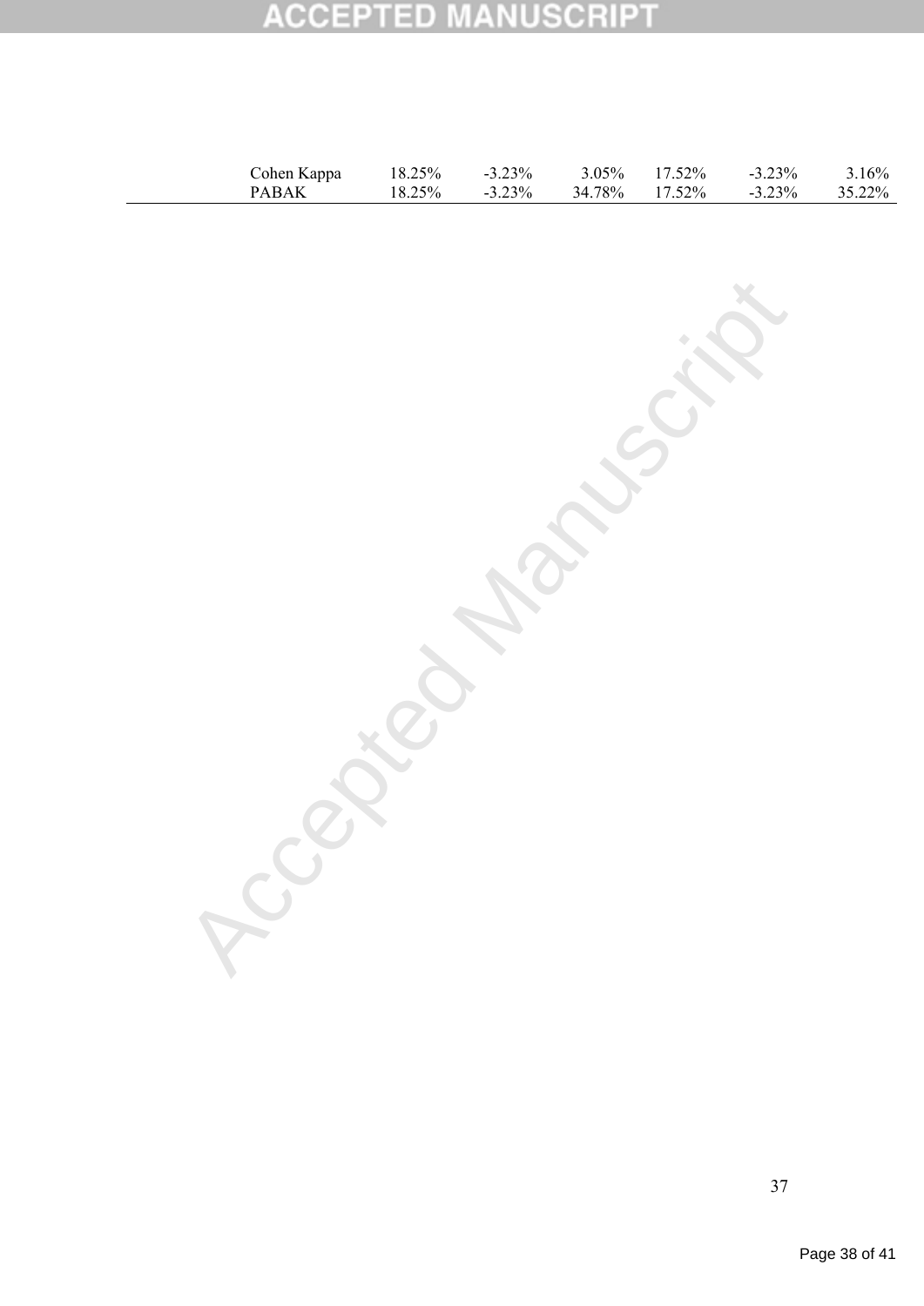| | | | | | |
|---|---|---|---|---|---|
| Cohen Kappa | 18.25% | -3.23% | 3.05% | 17.52% | -3.23% | 3.16% |
| PABAK | 18.25% | -3.23% | 34.78% | 17.52% | -3.23% | 35.22% |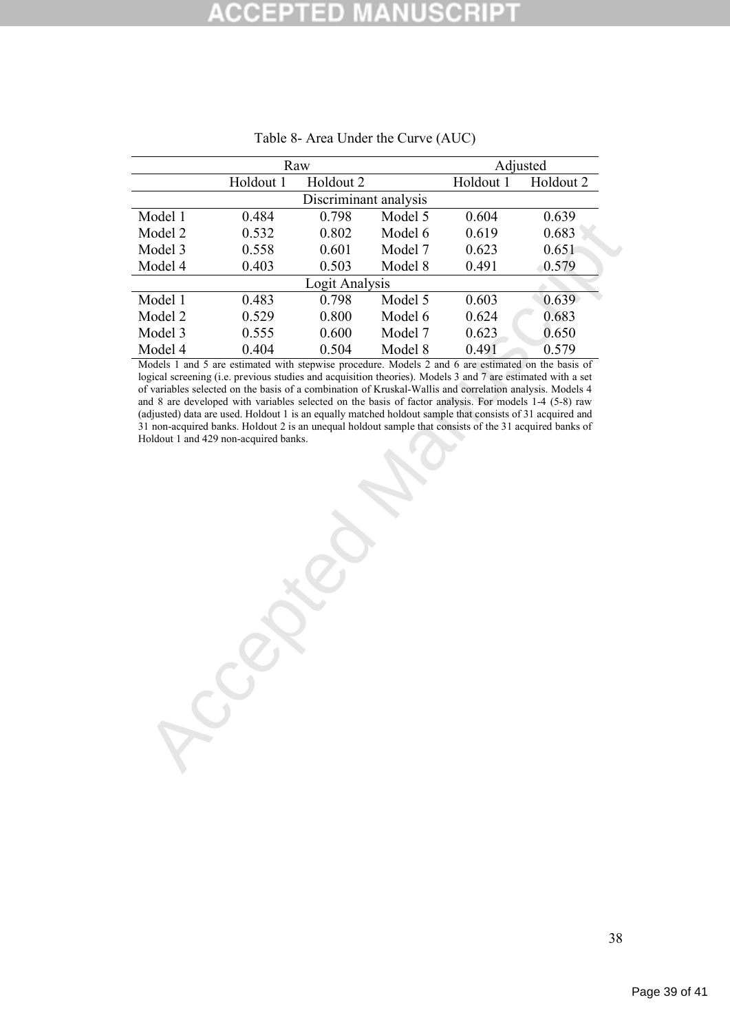Table 8- Area Under the Curve (AUC)

| | Raw | | | Adjusted | |
|---|---|---|---|---|---|
| | Holdout 1 | Holdout 2 | | Holdout 1 | Holdout 2 |
| **Discriminant analysis** | | | | | |
| Model 1 | 0.484 | 0.798 | Model 5 | 0.604 | 0.639 |
| Model 2 | 0.532 | 0.802 | Model 6 | 0.619 | 0.683 |
| Model 3 | 0.558 | 0.601 | Model 7 | 0.623 | 0.651 |
| Model 4 | 0.403 | 0.503 | Model 8 | 0.491 | 0.579 |
| **Logit Analysis** | | | | | |
| Model 1 | 0.483 | 0.798 | Model 5 | 0.603 | 0.639 |
| Model 2 | 0.529 | 0.800 | Model 6 | 0.624 | 0.683 |
| Model 3 | 0.555 | 0.600 | Model 7 | 0.623 | 0.650 |
| Model 4 | 0.404 | 0.504 | Model 8 | 0.491 | 0.579 |

Models 1 and 5 are estimated with stepwise procedure. Models 2 and 6 are estimated on the basis of logical screening (i.e. previous studies and acquisition theories). Models 3 and 7 are estimated with a set of variables selected on the basis of a combination of Kruskal-Wallis and correlation analysis. Models 4 and 8 are developed with variables selected on the basis of factor analysis. For models 1-4 (5-8) raw (adjusted) data are used. Holdout 1 is an equally matched holdout sample that consists of 31 acquired and 31 non-acquired banks. Holdout 2 is an unequal holdout sample that consists of the 31 acquired banks of Holdout 1 and 429 non-acquired banks.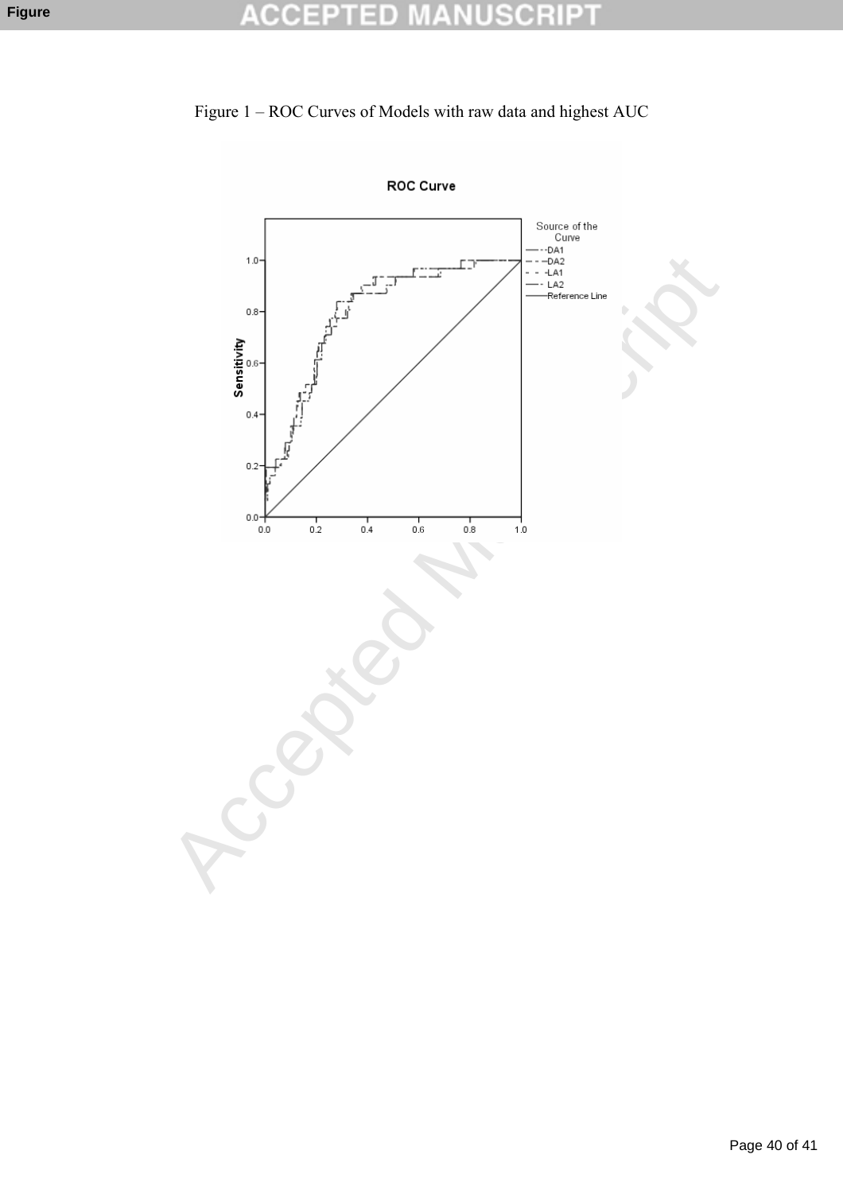Figure 1 – ROC Curves of Models with raw data and highest AUC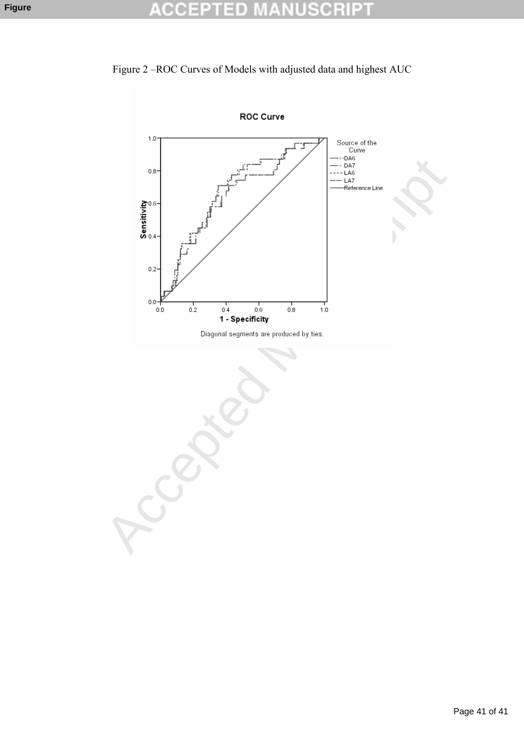Figure 2 –ROC Curves of Models with adjusted data and highest AUC

ROC Curve

Sensitivity

1.0
0.8
0.6
0.4
0.2
0.0

0.0 0.2 0.4 0.6 0.8 1.0

1 - Specificity

Source of the Curve
DA6
DA7
LA6
LA7
Reference Line

Diagonal segments are produced by ties.